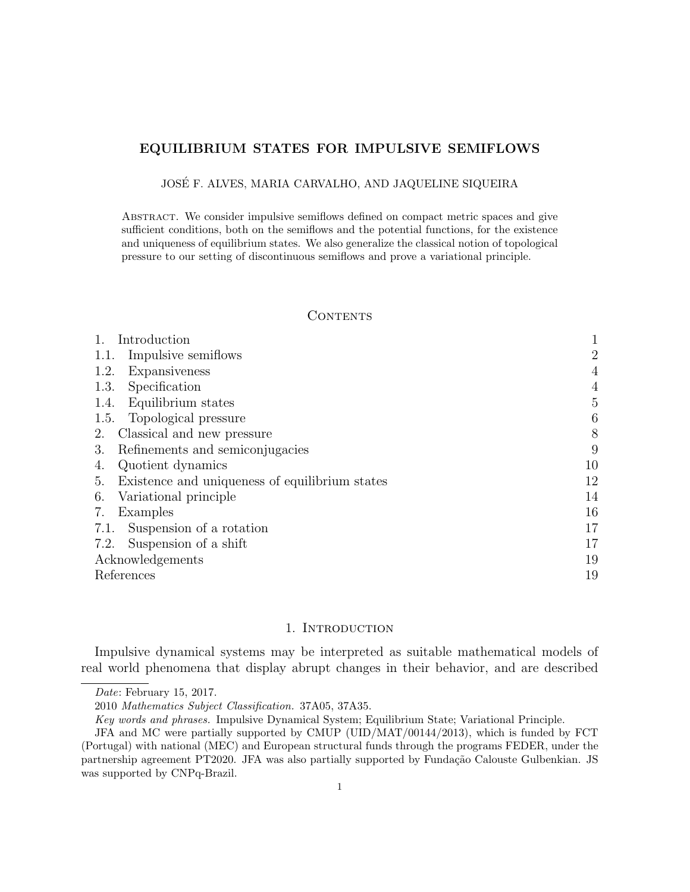# EQUILIBRIUM STATES FOR IMPULSIVE SEMIFLOWS

JOSÉ F. ALVES, MARIA CARVALHO, AND JAQUELINE SIQUEIRA

ABSTRACT. We consider impulsive semiflows defined on compact metric spaces and give sufficient conditions, both on the semiflows and the potential functions, for the existence and uniqueness of equilibrium states. We also generalize the classical notion of topological pressure to our setting of discontinuous semiflows and prove a variational principle.

## CONTENTS

| | |
|---|---|
| 1. Introduction | 1 |
| 1.1. Impulsive semiflows | 2 |
| 1.2. Expansiveness | 4 |
| 1.3. Specification | 4 |
| 1.4. Equilibrium states | 5 |
| 1.5. Topological pressure | 6 |
| 2. Classical and new pressure | 8 |
| 3. Refinements and semiconjugacies | 9 |
| 4. Quotient dynamics | 10 |
| 5. Existence and uniqueness of equilibrium states | 12 |
| 6. Variational principle | 14 |
| 7. Examples | 16 |
| 7.1. Suspension of a rotation | 17 |
| 7.2. Suspension of a shift | 17 |
| Acknowledgements | 19 |
| References | 19 |

## 1. INTRODUCTION

Impulsive dynamical systems may be interpreted as suitable mathematical models of real world phenomena that display abrupt changes in their behavior, and are described

---

*Date*: February 15, 2017.

2010 *Mathematics Subject Classification.* 37A05, 37A35.

*Key words and phrases.* Impulsive Dynamical System; Equilibrium State; Variational Principle.

JFA and MC were partially supported by CMUP (UID/MAT/00144/2013), which is funded by FCT (Portugal) with national (MEC) and European structural funds through the programs FEDER, under the partnership agreement PT2020. JFA was also partially supported by Fundação Calouste Gulbenkian. JS was supported by CNPq-Brazil.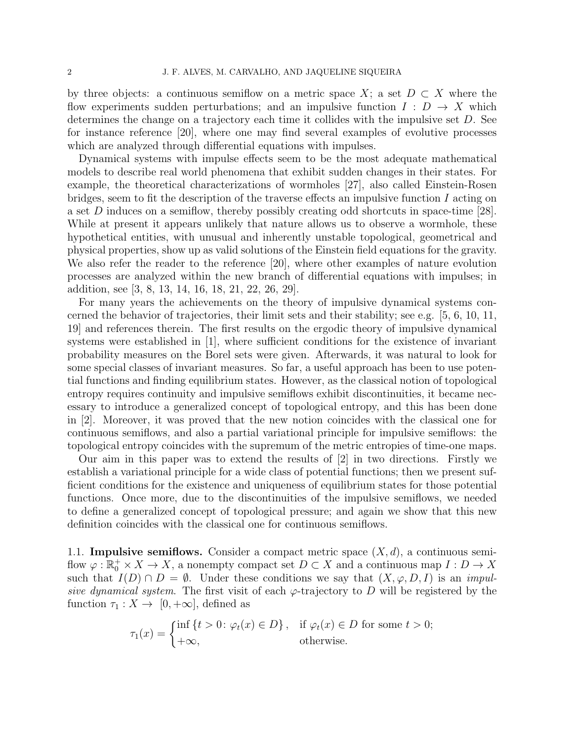by three objects: a continuous semiflow on a metric space $X$; a set $D \subset X$ where the flow experiments sudden perturbations; and an impulsive function $I : D \to X$ which determines the change on a trajectory each time it collides with the impulsive set $D$. See for instance reference [20], where one may find several examples of evolutive processes which are analyzed through differential equations with impulses.

Dynamical systems with impulse effects seem to be the most adequate mathematical models to describe real world phenomena that exhibit sudden changes in their states. For example, the theoretical characterizations of wormholes [27], also called Einstein-Rosen bridges, seem to fit the description of the traverse effects an impulsive function $I$ acting on a set $D$ induces on a semiflow, thereby possibly creating odd shortcuts in space-time [28]. While at present it appears unlikely that nature allows us to observe a wormhole, these hypothetical entities, with unusual and inherently unstable topological, geometrical and physical properties, show up as valid solutions of the Einstein field equations for the gravity. We also refer the reader to the reference [20], where other examples of nature evolution processes are analyzed within the new branch of differential equations with impulses; in addition, see [3, 8, 13, 14, 16, 18, 21, 22, 26, 29].

For many years the achievements on the theory of impulsive dynamical systems concerned the behavior of trajectories, their limit sets and their stability; see e.g. [5, 6, 10, 11, 19] and references therein. The first results on the ergodic theory of impulsive dynamical systems were established in [1], where sufficient conditions for the existence of invariant probability measures on the Borel sets were given. Afterwards, it was natural to look for some special classes of invariant measures. So far, a useful approach has been to use potential functions and finding equilibrium states. However, as the classical notion of topological entropy requires continuity and impulsive semiflows exhibit discontinuities, it became necessary to introduce a generalized concept of topological entropy, and this has been done in [2]. Moreover, it was proved that the new notion coincides with the classical one for continuous semiflows, and also a partial variational principle for impulsive semiflows: the topological entropy coincides with the supremum of the metric entropies of time-one maps.

Our aim in this paper was to extend the results of [2] in two directions. Firstly we establish a variational principle for a wide class of potential functions; then we present sufficient conditions for the existence and uniqueness of equilibrium states for those potential functions. Once more, due to the discontinuities of the impulsive semiflows, we needed to define a generalized concept of topological pressure; and again we show that this new definition coincides with the classical one for continuous semiflows.

### 1.1. Impulsive semiflows.

Consider a compact metric space $(X, d)$, a continuous semiflow $\varphi : \mathbb{R}_0^+ \times X \to X$, a nonempty compact set $D \subset X$ and a continuous map $I : D \to X$ such that $I(D) \cap D = \emptyset$. Under these conditions we say that $(X, \varphi, D, I)$ is an *impulsive dynamical system*. The first visit of each $\varphi$-trajectory to $D$ will be registered by the function $\tau_1 : X \to [0, +\infty]$, defined as

$$\tau_1(x) = \begin{cases} \inf \{t > 0 \colon \varphi_t(x) \in D\}, & \text{if } \varphi_t(x) \in D \text{ for some } t > 0; \\ +\infty, & \text{otherwise.} \end{cases}$$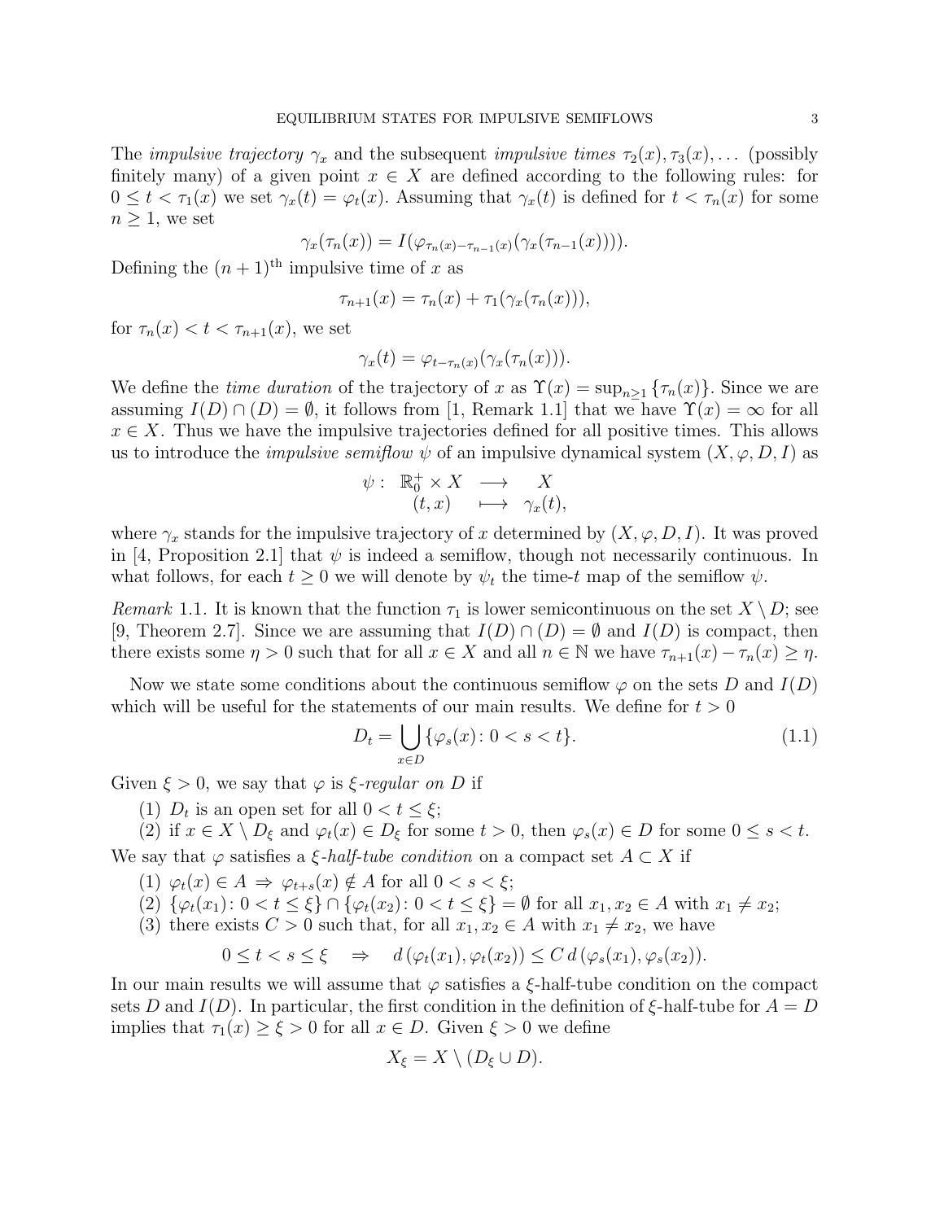The *impulsive trajectory* $\gamma_x$ and the subsequent *impulsive times* $\tau_2(x), \tau_3(x), \ldots$ (possibly finitely many) of a given point $x \in X$ are defined according to the following rules: for $0 \le t < \tau_1(x)$ we set $\gamma_x(t) = \varphi_t(x)$. Assuming that $\gamma_x(t)$ is defined for $t < \tau_n(x)$ for some $n \ge 1$, we set

$$\gamma_x(\tau_n(x)) = I(\varphi_{\tau_n(x) - \tau_{n-1}(x)}(\gamma_x(\tau_{n-1}(x)))).$$

Defining the $(n+1)^{\text{th}}$ impulsive time of $x$ as

$$\tau_{n+1}(x) = \tau_n(x) + \tau_1(\gamma_x(\tau_n(x))),$$

for $\tau_n(x) < t < \tau_{n+1}(x)$, we set

$$\gamma_x(t) = \varphi_{t - \tau_n(x)}(\gamma_x(\tau_n(x))).$$

We define the *time duration* of the trajectory of $x$ as $\Upsilon(x) = \sup_{n \ge 1}\{\tau_n(x)\}$. Since we are assuming $I(D) \cap (D) = \emptyset$, it follows from [1, Remark 1.1] that we have $\Upsilon(x) = \infty$ for all $x \in X$. Thus we have the impulsive trajectories defined for all positive times. This allows us to introduce the *impulsive semiflow* $\psi$ of an impulsive dynamical system $(X, \varphi, D, I)$ as

$$\begin{array}{rccc} \psi: & \mathbb{R}_0^+ \times X & \longrightarrow & X \\ & (t, x) & \longmapsto & \gamma_x(t), \end{array}$$

where $\gamma_x$ stands for the impulsive trajectory of $x$ determined by $(X, \varphi, D, I)$. It was proved in [4, Proposition 2.1] that $\psi$ is indeed a semiflow, though not necessarily continuous. In what follows, for each $t \ge 0$ we will denote by $\psi_t$ the time-$t$ map of the semiflow $\psi$.

*Remark* 1.1. It is known that the function $\tau_1$ is lower semicontinuous on the set $X \setminus D$; see [9, Theorem 2.7]. Since we are assuming that $I(D) \cap (D) = \emptyset$ and $I(D)$ is compact, then there exists some $\eta > 0$ such that for all $x \in X$ and all $n \in \mathbb{N}$ we have $\tau_{n+1}(x) - \tau_n(x) \ge \eta$.

Now we state some conditions about the continuous semiflow $\varphi$ on the sets $D$ and $I(D)$ which will be useful for the statements of our main results. We define for $t > 0$

$$D_t = \bigcup_{x \in D} \{\varphi_s(x) \colon 0 < s < t\}. \tag{1.1}$$

Given $\xi > 0$, we say that $\varphi$ is *$\xi$-regular on $D$* if

1. $D_t$ is an open set for all $0 < t \le \xi$;
2. if $x \in X \setminus D_\xi$ and $\varphi_t(x) \in D_\xi$ for some $t > 0$, then $\varphi_s(x) \in D$ for some $0 \le s < t$.

We say that $\varphi$ satisfies a *$\xi$-half-tube condition* on a compact set $A \subset X$ if

1. $\varphi_t(x) \in A \Rightarrow \varphi_{t+s}(x) \notin A$ for all $0 < s < \xi$;
2. $\{\varphi_t(x_1) \colon 0 < t \le \xi\} \cap \{\varphi_t(x_2) \colon 0 < t \le \xi\} = \emptyset$ for all $x_1, x_2 \in A$ with $x_1 \ne x_2$;
3. there exists $C > 0$ such that, for all $x_1, x_2 \in A$ with $x_1 \ne x_2$, we have

$$0 \le t < s \le \xi \quad \Rightarrow \quad d\left(\varphi_t(x_1), \varphi_t(x_2)\right) \le C\, d\left(\varphi_s(x_1), \varphi_s(x_2)\right).$$

In our main results we will assume that $\varphi$ satisfies a $\xi$-half-tube condition on the compact sets $D$ and $I(D)$. In particular, the first condition in the definition of $\xi$-half-tube for $A = D$ implies that $\tau_1(x) \ge \xi > 0$ for all $x \in D$. Given $\xi > 0$ we define

$$X_\xi = X \setminus (D_\xi \cup D).$$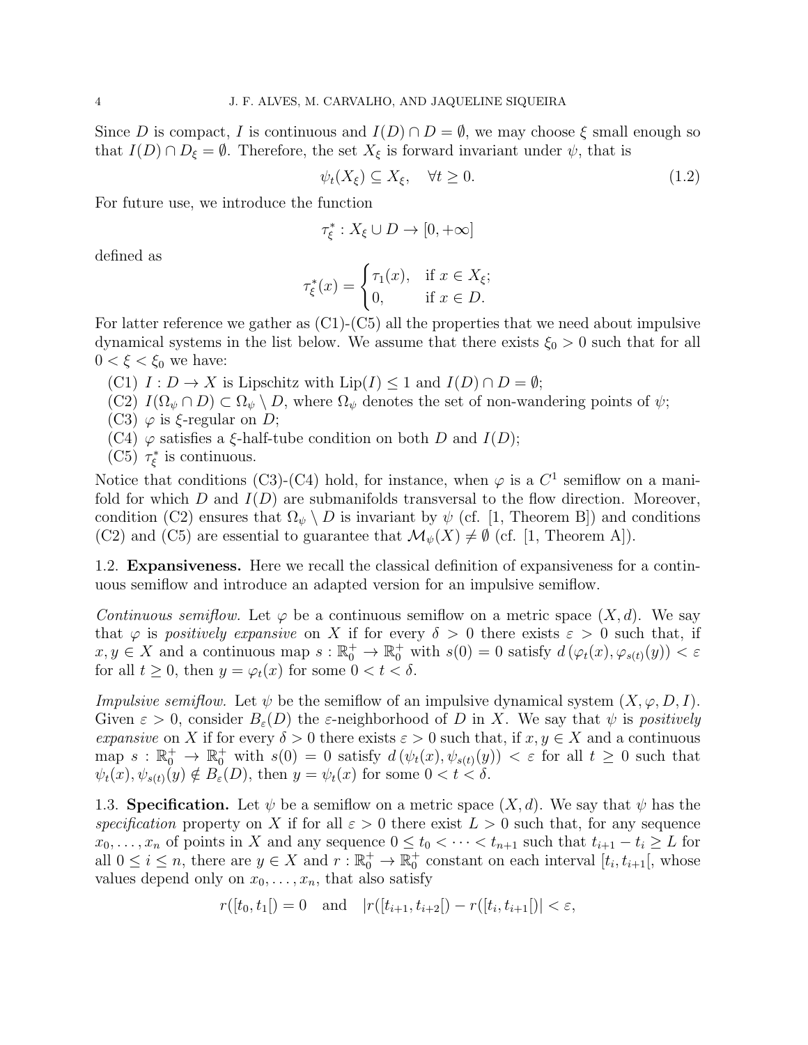Since $D$ is compact, $I$ is continuous and $I(D) \cap D = \emptyset$, we may choose $\xi$ small enough so that $I(D) \cap D_\xi = \emptyset$. Therefore, the set $X_\xi$ is forward invariant under $\psi$, that is

$$\psi_t(X_\xi) \subseteq X_\xi, \quad \forall t \geq 0. \tag{1.2}$$

For future use, we introduce the function

$$\tau_\xi^* : X_\xi \cup D \to [0, +\infty]$$

defined as

$$\tau_\xi^*(x) = \begin{cases} \tau_1(x), & \text{if } x \in X_\xi; \\ 0, & \text{if } x \in D. \end{cases}$$

For latter reference we gather as (C1)-(C5) all the properties that we need about impulsive dynamical systems in the list below. We assume that there exists $\xi_0 > 0$ such that for all $0 < \xi < \xi_0$ we have:

- (C1) $I : D \to X$ is Lipschitz with $\mathrm{Lip}(I) \leq 1$ and $I(D) \cap D = \emptyset$;
- (C2) $I(\Omega_\psi \cap D) \subset \Omega_\psi \setminus D$, where $\Omega_\psi$ denotes the set of non-wandering points of $\psi$;
- (C3) $\varphi$ is $\xi$-regular on $D$;
- (C4) $\varphi$ satisfies a $\xi$-half-tube condition on both $D$ and $I(D)$;
- (C5) $\tau_\xi^*$ is continuous.

Notice that conditions (C3)-(C4) hold, for instance, when $\varphi$ is a $C^1$ semiflow on a manifold for which $D$ and $I(D)$ are submanifolds transversal to the flow direction. Moreover, condition (C2) ensures that $\Omega_\psi \setminus D$ is invariant by $\psi$ (cf. [1, Theorem B]) and conditions (C2) and (C5) are essential to guarantee that $\mathcal{M}_\psi(X) \neq \emptyset$ (cf. [1, Theorem A]).

## 1.2. Expansiveness.

Here we recall the classical definition of expansiveness for a continuous semiflow and introduce an adapted version for an impulsive semiflow.

*Continuous semiflow.* Let $\varphi$ be a continuous semiflow on a metric space $(X, d)$. We say that $\varphi$ is *positively expansive* on $X$ if for every $\delta > 0$ there exists $\varepsilon > 0$ such that, if $x, y \in X$ and a continuous map $s : \mathbb{R}_0^+ \to \mathbb{R}_0^+$ with $s(0) = 0$ satisfy $d\left(\varphi_t(x), \varphi_{s(t)}(y)\right) < \varepsilon$ for all $t \geq 0$, then $y = \varphi_t(x)$ for some $0 < t < \delta$.

*Impulsive semiflow.* Let $\psi$ be the semiflow of an impulsive dynamical system $(X, \varphi, D, I)$. Given $\varepsilon > 0$, consider $B_\varepsilon(D)$ the $\varepsilon$-neighborhood of $D$ in $X$. We say that $\psi$ is *positively expansive* on $X$ if for every $\delta > 0$ there exists $\varepsilon > 0$ such that, if $x, y \in X$ and a continuous map $s : \mathbb{R}_0^+ \to \mathbb{R}_0^+$ with $s(0) = 0$ satisfy $d\left(\psi_t(x), \psi_{s(t)}(y)\right) < \varepsilon$ for all $t \geq 0$ such that $\psi_t(x), \psi_{s(t)}(y) \notin B_\varepsilon(D)$, then $y = \psi_t(x)$ for some $0 < t < \delta$.

## 1.3. Specification.

Let $\psi$ be a semiflow on a metric space $(X, d)$. We say that $\psi$ has the *specification* property on $X$ if for all $\varepsilon > 0$ there exist $L > 0$ such that, for any sequence $x_0, \ldots, x_n$ of points in $X$ and any sequence $0 \leq t_0 < \cdots < t_{n+1}$ such that $t_{i+1} - t_i \geq L$ for all $0 \leq i \leq n$, there are $y \in X$ and $r : \mathbb{R}_0^+ \to \mathbb{R}_0^+$ constant on each interval $[t_i, t_{i+1}[$, whose values depend only on $x_0, \ldots, x_n$, that also satisfy

$$r([t_0, t_1[) = 0 \quad \text{and} \quad |r([t_{i+1}, t_{i+2}[) - r([t_i, t_{i+1}[)| < \varepsilon,$$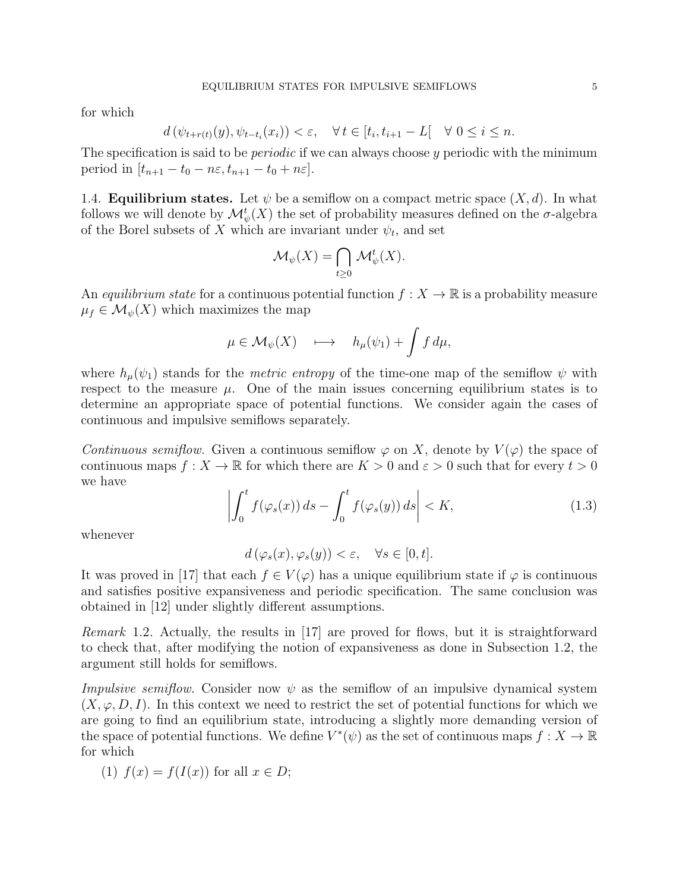for which

$$d\left(\psi_{t+r(t)}(y), \psi_{t-t_i}(x_i)\right) < \varepsilon, \quad \forall\, t \in [t_i, t_{i+1} - L[ \quad \forall\, 0 \le i \le n.$$

The specification is said to be *periodic* if we can always choose $y$ periodic with the minimum period in $[t_{n+1} - t_0 - n\varepsilon, t_{n+1} - t_0 + n\varepsilon]$.

### 1.4. **Equilibrium states.**

Let $\psi$ be a semiflow on a compact metric space $(X, d)$. In what follows we will denote by $\mathcal{M}^t_\psi(X)$ the set of probability measures defined on the $\sigma$-algebra of the Borel subsets of $X$ which are invariant under $\psi_t$, and set

$$\mathcal{M}_\psi(X) = \bigcap_{t \ge 0} \mathcal{M}^t_\psi(X).$$

An *equilibrium state* for a continuous potential function $f : X \to \mathbb{R}$ is a probability measure $\mu_f \in \mathcal{M}_\psi(X)$ which maximizes the map

$$\mu \in \mathcal{M}_\psi(X) \quad \longmapsto \quad h_\mu(\psi_1) + \int f \, d\mu,$$

where $h_\mu(\psi_1)$ stands for the *metric entropy* of the time-one map of the semiflow $\psi$ with respect to the measure $\mu$. One of the main issues concerning equilibrium states is to determine an appropriate space of potential functions. We consider again the cases of continuous and impulsive semiflows separately.

*Continuous semiflow.* Given a continuous semiflow $\varphi$ on $X$, denote by $V(\varphi)$ the space of continuous maps $f : X \to \mathbb{R}$ for which there are $K > 0$ and $\varepsilon > 0$ such that for every $t > 0$ we have

$$\left| \int_0^t f(\varphi_s(x))\, ds - \int_0^t f(\varphi_s(y))\, ds \right| < K, \tag{1.3}$$

whenever

$$d\left(\varphi_s(x), \varphi_s(y)\right) < \varepsilon, \quad \forall s \in [0, t].$$

It was proved in [17] that each $f \in V(\varphi)$ has a unique equilibrium state if $\varphi$ is continuous and satisfies positive expansiveness and periodic specification. The same conclusion was obtained in [12] under slightly different assumptions.

*Remark* 1.2. Actually, the results in [17] are proved for flows, but it is straightforward to check that, after modifying the notion of expansiveness as done in Subsection 1.2, the argument still holds for semiflows.

*Impulsive semiflow.* Consider now $\psi$ as the semiflow of an impulsive dynamical system $(X, \varphi, D, I)$. In this context we need to restrict the set of potential functions for which we are going to find an equilibrium state, introducing a slightly more demanding version of the space of potential functions. We define $V^*(\psi)$ as the set of continuous maps $f : X \to \mathbb{R}$ for which

(1) $f(x) = f(I(x))$ for all $x \in D$;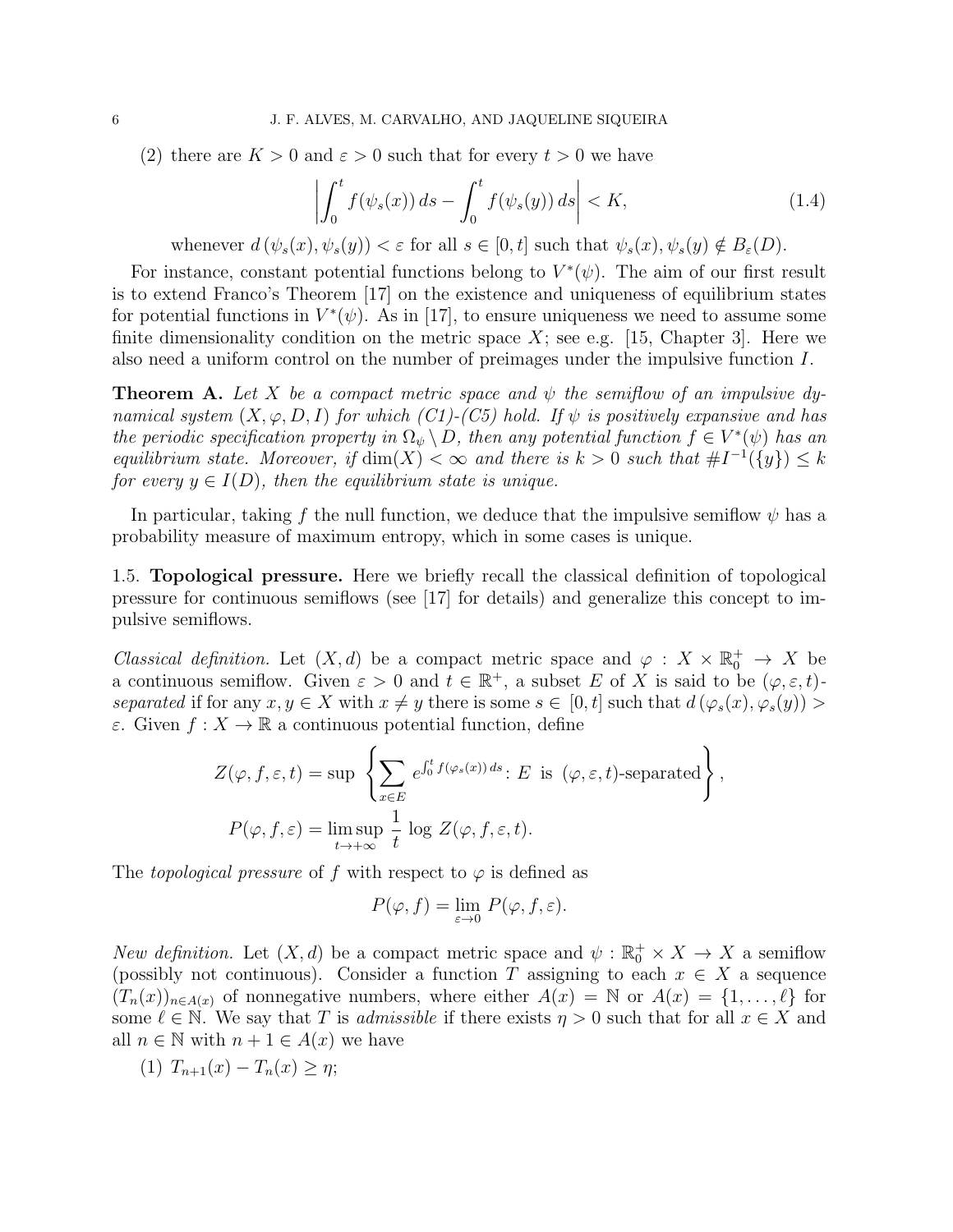(2) there are $K > 0$ and $\varepsilon > 0$ such that for every $t > 0$ we have

$$\left| \int_0^t f(\psi_s(x))\, ds - \int_0^t f(\psi_s(y))\, ds \right| < K, \tag{1.4}$$

whenever $d(\psi_s(x), \psi_s(y)) < \varepsilon$ for all $s \in [0,t]$ such that $\psi_s(x), \psi_s(y) \notin B_\varepsilon(D)$.

For instance, constant potential functions belong to $V^*(\psi)$. The aim of our first result is to extend Franco's Theorem [17] on the existence and uniqueness of equilibrium states for potential functions in $V^*(\psi)$. As in [17], to ensure uniqueness we need to assume some finite dimensionality condition on the metric space $X$; see e.g. [15, Chapter 3]. Here we also need a uniform control on the number of preimages under the impulsive function $I$.

**Theorem A.** *Let $X$ be a compact metric space and $\psi$ the semiflow of an impulsive dynamical system $(X, \varphi, D, I)$ for which (C1)-(C5) hold. If $\psi$ is positively expansive and has the periodic specification property in $\Omega_\psi \setminus D$, then any potential function $f \in V^*(\psi)$ has an equilibrium state. Moreover, if $\dim(X) < \infty$ and there is $k > 0$ such that $\# I^{-1}(\{y\}) \leq k$ for every $y \in I(D)$, then the equilibrium state is unique.*

In particular, taking $f$ the null function, we deduce that the impulsive semiflow $\psi$ has a probability measure of maximum entropy, which in some cases is unique.

1.5. **Topological pressure.** Here we briefly recall the classical definition of topological pressure for continuous semiflows (see [17] for details) and generalize this concept to impulsive semiflows.

*Classical definition.* Let $(X, d)$ be a compact metric space and $\varphi : X \times \mathbb{R}_0^+ \to X$ be a continuous semiflow. Given $\varepsilon > 0$ and $t \in \mathbb{R}^+$, a subset $E$ of $X$ is said to be $(\varphi, \varepsilon, t)$-*separated* if for any $x, y \in X$ with $x \neq y$ there is some $s \in [0, t]$ such that $d(\varphi_s(x), \varphi_s(y)) > \varepsilon$. Given $f : X \to \mathbb{R}$ a continuous potential function, define

$$Z(\varphi, f, \varepsilon, t) = \sup \left\{ \sum_{x \in E} e^{\int_0^t f(\varphi_s(x))\, ds} \colon E \text{ is } (\varphi, \varepsilon, t)\text{-separated} \right\},$$

$$P(\varphi, f, \varepsilon) = \limsup_{t \to +\infty} \frac{1}{t} \log Z(\varphi, f, \varepsilon, t).$$

The *topological pressure* of $f$ with respect to $\varphi$ is defined as

$$P(\varphi, f) = \lim_{\varepsilon \to 0} P(\varphi, f, \varepsilon).$$

*New definition.* Let $(X, d)$ be a compact metric space and $\psi : \mathbb{R}_0^+ \times X \to X$ a semiflow (possibly not continuous). Consider a function $T$ assigning to each $x \in X$ a sequence $(T_n(x))_{n \in A(x)}$ of nonnegative numbers, where either $A(x) = \mathbb{N}$ or $A(x) = \{1, \ldots, \ell\}$ for some $\ell \in \mathbb{N}$. We say that $T$ is *admissible* if there exists $\eta > 0$ such that for all $x \in X$ and all $n \in \mathbb{N}$ with $n + 1 \in A(x)$ we have

(1) $T_{n+1}(x) - T_n(x) \geq \eta$;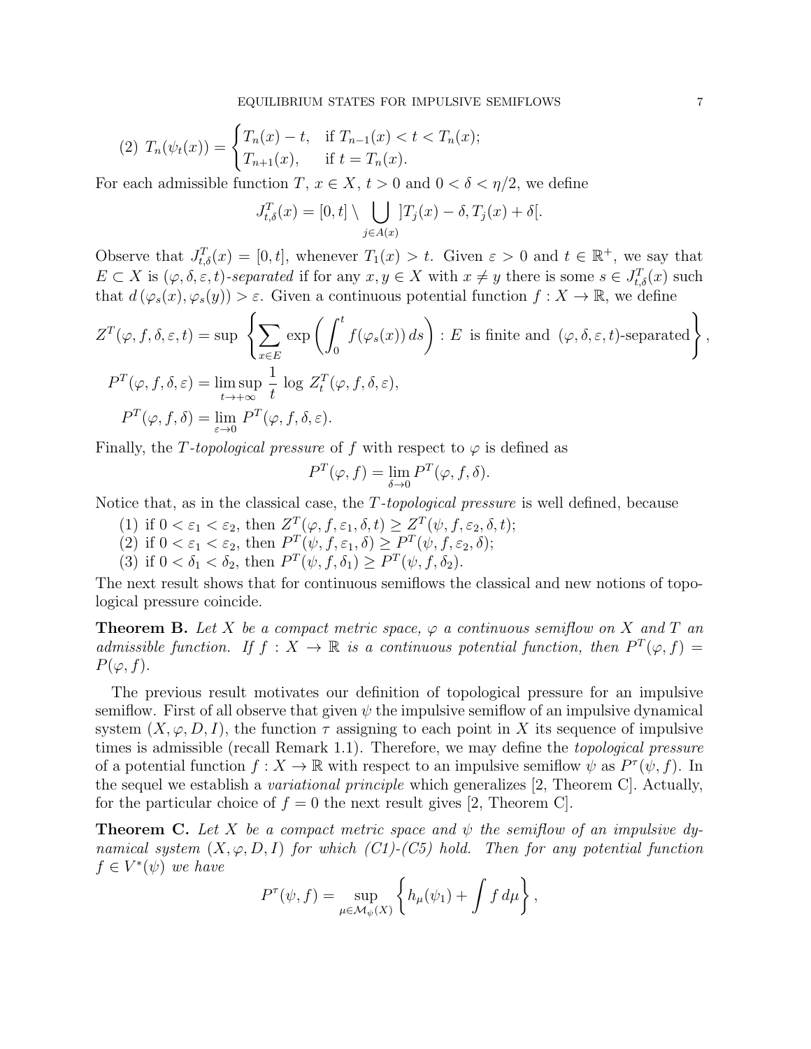(2) $T_n(\psi_t(x)) = \begin{cases} T_n(x) - t, & \text{if } T_{n-1}(x) < t < T_n(x); \\ T_{n+1}(x), & \text{if } t = T_n(x). \end{cases}$

For each admissible function $T$, $x \in X$, $t > 0$ and $0 < \delta < \eta/2$, we define

$$J_{t,\delta}^T(x) = [0,t] \setminus \bigcup_{j \in A(x)} ]T_j(x) - \delta, T_j(x) + \delta[.$$

Observe that $J_{t,\delta}^T(x) = [0,t]$, whenever $T_1(x) > t$. Given $\varepsilon > 0$ and $t \in \mathbb{R}^+$, we say that $E \subset X$ is *$(\varphi, \delta, \varepsilon, t)$-separated* if for any $x, y \in X$ with $x \neq y$ there is some $s \in J_{t,\delta}^T(x)$ such that $d(\varphi_s(x), \varphi_s(y)) > \varepsilon$. Given a continuous potential function $f : X \to \mathbb{R}$, we define

$$Z^T(\varphi, f, \delta, \varepsilon, t) = \sup \left\{ \sum_{x \in E} \exp\left( \int_0^t f(\varphi_s(x))\, ds \right) : E \text{ is finite and } (\varphi, \delta, \varepsilon, t)\text{-separated} \right\},$$

$$P^T(\varphi, f, \delta, \varepsilon) = \limsup_{t \to +\infty} \frac{1}{t} \log Z_t^T(\varphi, f, \delta, \varepsilon),$$

$$P^T(\varphi, f, \delta) = \lim_{\varepsilon \to 0} P^T(\varphi, f, \delta, \varepsilon).$$

Finally, the *$T$-topological pressure* of $f$ with respect to $\varphi$ is defined as

$$P^T(\varphi, f) = \lim_{\delta \to 0} P^T(\varphi, f, \delta).$$

Notice that, as in the classical case, the *$T$-topological pressure* is well defined, because

1. if $0 < \varepsilon_1 < \varepsilon_2$, then $Z^T(\varphi, f, \varepsilon_1, \delta, t) \geq Z^T(\psi, f, \varepsilon_2, \delta, t)$;
2. if $0 < \varepsilon_1 < \varepsilon_2$, then $P^T(\psi, f, \varepsilon_1, \delta) \geq P^T(\psi, f, \varepsilon_2, \delta)$;
3. if $0 < \delta_1 < \delta_2$, then $P^T(\psi, f, \delta_1) \geq P^T(\psi, f, \delta_2)$.

The next result shows that for continuous semiflows the classical and new notions of topological pressure coincide.

**Theorem B.** *Let $X$ be a compact metric space, $\varphi$ a continuous semiflow on $X$ and $T$ an admissible function. If $f : X \to \mathbb{R}$ is a continuous potential function, then $P^T(\varphi, f) = P(\varphi, f)$.*

The previous result motivates our definition of topological pressure for an impulsive semiflow. First of all observe that given $\psi$ the impulsive semiflow of an impulsive dynamical system $(X, \varphi, D, I)$, the function $\tau$ assigning to each point in $X$ its sequence of impulsive times is admissible (recall Remark 1.1). Therefore, we may define the *topological pressure* of a potential function $f : X \to \mathbb{R}$ with respect to an impulsive semiflow $\psi$ as $P^\tau(\psi, f)$. In the sequel we establish a *variational principle* which generalizes [2, Theorem C]. Actually, for the particular choice of $f = 0$ the next result gives [2, Theorem C].

**Theorem C.** *Let $X$ be a compact metric space and $\psi$ the semiflow of an impulsive dynamical system $(X, \varphi, D, I)$ for which (C1)-(C5) hold. Then for any potential function $f \in V^*(\psi)$ we have*

$$P^\tau(\psi, f) = \sup_{\mu \in \mathcal{M}_\psi(X)} \left\{ h_\mu(\psi_1) + \int f\, d\mu \right\},$$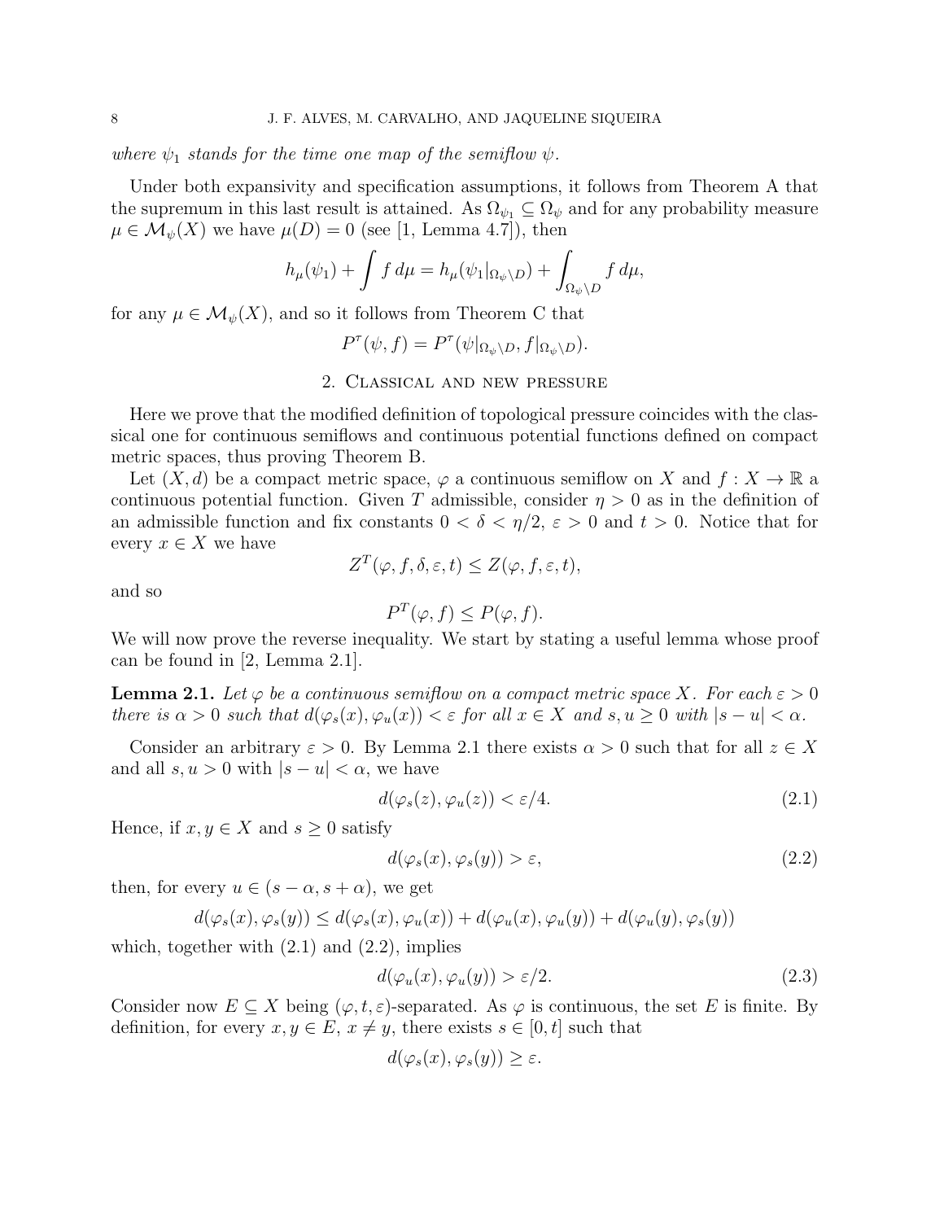*where $\psi_1$ stands for the time one map of the semiflow $\psi$.*

Under both expansivity and specification assumptions, it follows from Theorem A that the supremum in this last result is attained. As $\Omega_{\psi_1} \subseteq \Omega_\psi$ and for any probability measure $\mu \in \mathcal{M}_\psi(X)$ we have $\mu(D) = 0$ (see [1, Lemma 4.7]), then

$$h_\mu(\psi_1) + \int f \, d\mu = h_\mu(\psi_1|_{\Omega_\psi \setminus D}) + \int_{\Omega_\psi \setminus D} f \, d\mu,$$

for any $\mu \in \mathcal{M}_\psi(X)$, and so it follows from Theorem C that

$$P^\tau(\psi, f) = P^\tau(\psi|_{\Omega_\psi \setminus D}, f|_{\Omega_\psi \setminus D}).$$

## 2. Classical and new pressure

Here we prove that the modified definition of topological pressure coincides with the classical one for continuous semiflows and continuous potential functions defined on compact metric spaces, thus proving Theorem B.

Let $(X, d)$ be a compact metric space, $\varphi$ a continuous semiflow on $X$ and $f : X \to \mathbb{R}$ a continuous potential function. Given $T$ admissible, consider $\eta > 0$ as in the definition of an admissible function and fix constants $0 < \delta < \eta/2$, $\varepsilon > 0$ and $t > 0$. Notice that for every $x \in X$ we have

$$Z^T(\varphi, f, \delta, \varepsilon, t) \leq Z(\varphi, f, \varepsilon, t),$$

and so

$$P^T(\varphi, f) \leq P(\varphi, f).$$

We will now prove the reverse inequality. We start by stating a useful lemma whose proof can be found in [2, Lemma 2.1].

**Lemma 2.1.** *Let $\varphi$ be a continuous semiflow on a compact metric space $X$. For each $\varepsilon > 0$ there is $\alpha > 0$ such that $d(\varphi_s(x), \varphi_u(x)) < \varepsilon$ for all $x \in X$ and $s, u \geq 0$ with $|s - u| < \alpha$.*

Consider an arbitrary $\varepsilon > 0$. By Lemma 2.1 there exists $\alpha > 0$ such that for all $z \in X$ and all $s, u > 0$ with $|s - u| < \alpha$, we have

$$d(\varphi_s(z), \varphi_u(z)) < \varepsilon/4. \tag{2.1}$$

Hence, if $x, y \in X$ and $s \geq 0$ satisfy

$$d(\varphi_s(x), \varphi_s(y)) > \varepsilon, \tag{2.2}$$

then, for every $u \in (s - \alpha, s + \alpha)$, we get

$$d(\varphi_s(x), \varphi_s(y)) \leq d(\varphi_s(x), \varphi_u(x)) + d(\varphi_u(x), \varphi_u(y)) + d(\varphi_u(y), \varphi_s(y))$$

which, together with (2.1) and (2.2), implies

$$d(\varphi_u(x), \varphi_u(y)) > \varepsilon/2. \tag{2.3}$$

Consider now $E \subseteq X$ being $(\varphi, t, \varepsilon)$-separated. As $\varphi$ is continuous, the set $E$ is finite. By definition, for every $x, y \in E$, $x \neq y$, there exists $s \in [0, t]$ such that

$$d(\varphi_s(x), \varphi_s(y)) \geq \varepsilon.$$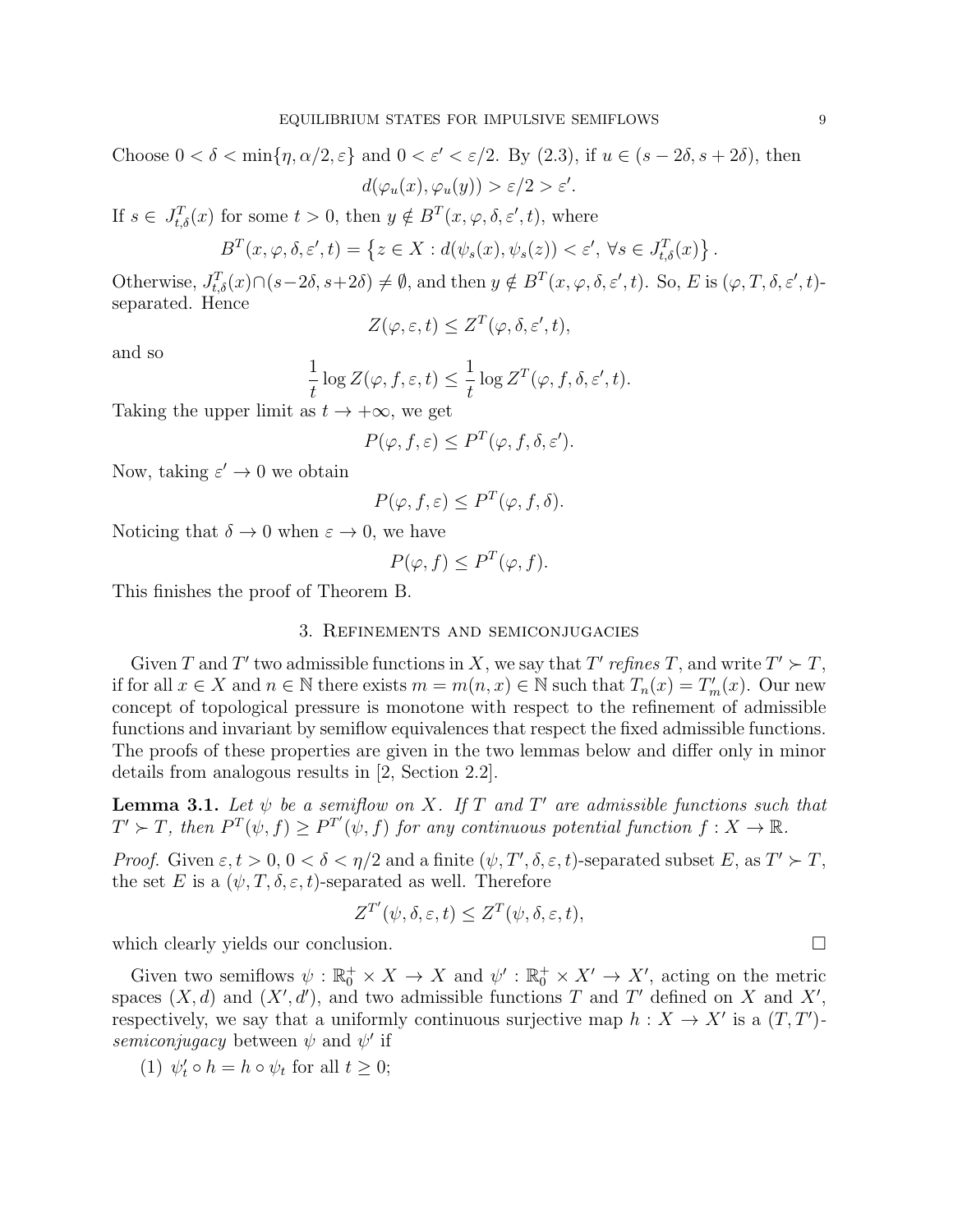Choose $0 < \delta < \min\{\eta, \alpha/2, \varepsilon\}$ and $0 < \varepsilon' < \varepsilon/2$. By (2.3), if $u \in (s - 2\delta, s + 2\delta)$, then

$$d(\varphi_u(x), \varphi_u(y)) > \varepsilon/2 > \varepsilon'.$$

If $s \in J^T_{t,\delta}(x)$ for some $t > 0$, then $y \notin B^T(x, \varphi, \delta, \varepsilon', t)$, where

$$B^T(x, \varphi, \delta, \varepsilon', t) = \left\{ z \in X : d(\psi_s(x), \psi_s(z)) < \varepsilon', \ \forall s \in J^T_{t,\delta}(x) \right\}.$$

Otherwise, $J^T_{t,\delta}(x) \cap (s - 2\delta, s + 2\delta) \neq \emptyset$, and then $y \notin B^T(x, \varphi, \delta, \varepsilon', t)$. So, $E$ is $(\varphi, T, \delta, \varepsilon', t)$-separated. Hence

$$Z(\varphi, \varepsilon, t) \leq Z^T(\varphi, \delta, \varepsilon', t),$$

and so

$$\frac{1}{t} \log Z(\varphi, f, \varepsilon, t) \leq \frac{1}{t} \log Z^T(\varphi, f, \delta, \varepsilon', t).$$

Taking the upper limit as $t \to +\infty$, we get

$$P(\varphi, f, \varepsilon) \leq P^T(\varphi, f, \delta, \varepsilon').$$

Now, taking $\varepsilon' \to 0$ we obtain

$$P(\varphi, f, \varepsilon) \leq P^T(\varphi, f, \delta).$$

Noticing that $\delta \to 0$ when $\varepsilon \to 0$, we have

$$P(\varphi, f) \leq P^T(\varphi, f).$$

This finishes the proof of Theorem B.

## 3. Refinements and semiconjugacies

Given $T$ and $T'$ two admissible functions in $X$, we say that $T'$ *refines* $T$, and write $T' \succ T$, if for all $x \in X$ and $n \in \mathbb{N}$ there exists $m = m(n, x) \in \mathbb{N}$ such that $T_n(x) = T'_m(x)$. Our new concept of topological pressure is monotone with respect to the refinement of admissible functions and invariant by semiflow equivalences that respect the fixed admissible functions. The proofs of these properties are given in the two lemmas below and differ only in minor details from analogous results in [2, Section 2.2].

**Lemma 3.1.** *Let $\psi$ be a semiflow on $X$. If $T$ and $T'$ are admissible functions such that $T' \succ T$, then $P^T(\psi, f) \geq P^{T'}(\psi, f)$ for any continuous potential function $f : X \to \mathbb{R}$.*

*Proof.* Given $\varepsilon, t > 0$, $0 < \delta < \eta/2$ and a finite $(\psi, T', \delta, \varepsilon, t)$-separated subset $E$, as $T' \succ T$, the set $E$ is a $(\psi, T, \delta, \varepsilon, t)$-separated as well. Therefore

$$Z^{T'}(\psi, \delta, \varepsilon, t) \leq Z^T(\psi, \delta, \varepsilon, t),$$

which clearly yields our conclusion. $\square$

Given two semiflows $\psi : \mathbb{R}^+_0 \times X \to X$ and $\psi' : \mathbb{R}^+_0 \times X' \to X'$, acting on the metric spaces $(X, d)$ and $(X', d')$, and two admissible functions $T$ and $T'$ defined on $X$ and $X'$, respectively, we say that a uniformly continuous surjective map $h : X \to X'$ is a $(T, T')$-*semiconjugacy* between $\psi$ and $\psi'$ if

(1) $\psi'_t \circ h = h \circ \psi_t$ for all $t \geq 0$;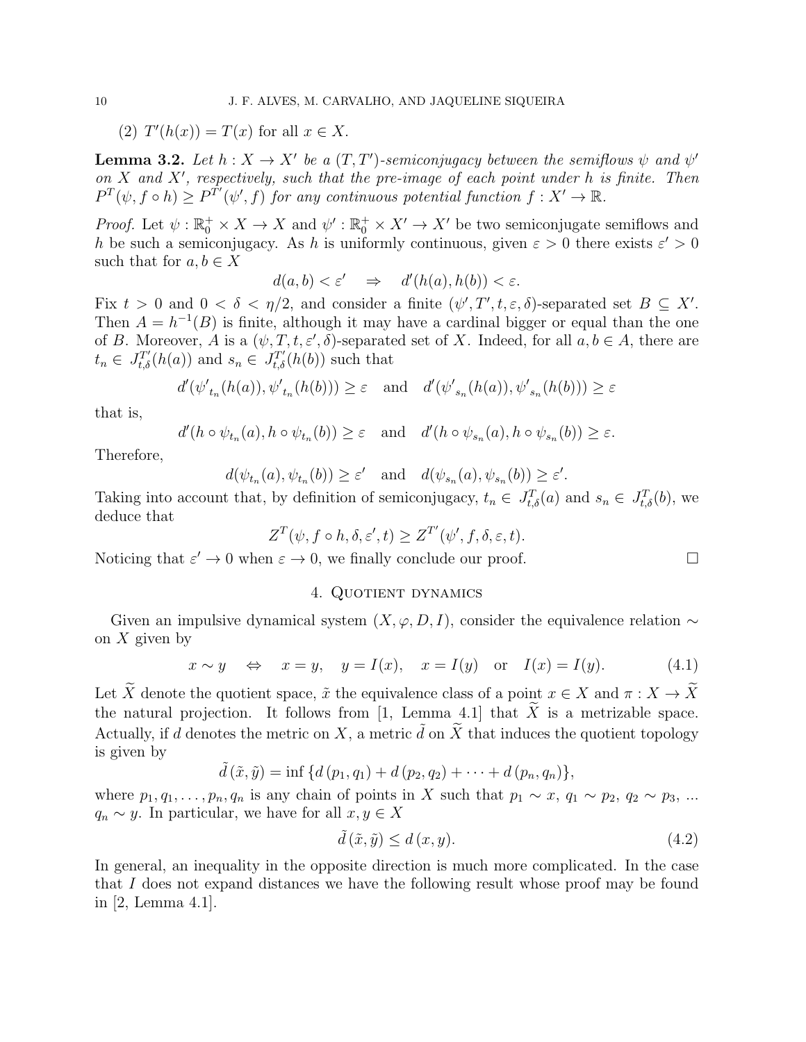(2) $T'(h(x)) = T(x)$ for all $x \in X$.

**Lemma 3.2.** *Let $h : X \to X'$ be a $(T, T')$-semiconjugacy between the semiflows $\psi$ and $\psi'$ on $X$ and $X'$, respectively, such that the pre-image of each point under $h$ is finite. Then $P^T(\psi, f \circ h) \geq P^{T'}(\psi', f)$ for any continuous potential function $f : X' \to \mathbb{R}$.*

*Proof.* Let $\psi : \mathbb{R}_0^+ \times X \to X$ and $\psi' : \mathbb{R}_0^+ \times X' \to X'$ be two semiconjugate semiflows and $h$ be such a semiconjugacy. As $h$ is uniformly continuous, given $\varepsilon > 0$ there exists $\varepsilon' > 0$ such that for $a, b \in X$

$$d(a, b) < \varepsilon' \quad \Rightarrow \quad d'(h(a), h(b)) < \varepsilon.$$

Fix $t > 0$ and $0 < \delta < \eta/2$, and consider a finite $(\psi', T', t, \varepsilon, \delta)$-separated set $B \subseteq X'$. Then $A = h^{-1}(B)$ is finite, although it may have a cardinal bigger or equal than the one of $B$. Moreover, $A$ is a $(\psi, T, t, \varepsilon', \delta)$-separated set of $X$. Indeed, for all $a, b \in A$, there are $t_n \in J_{t,\delta}^{T'}(h(a))$ and $s_n \in J_{t,\delta}^{T'}(h(b))$ such that

$$d'({\psi'}_{t_n}(h(a)), {\psi'}_{t_n}(h(b))) \geq \varepsilon \quad \text{and} \quad d'({\psi'}_{s_n}(h(a)), {\psi'}_{s_n}(h(b))) \geq \varepsilon$$

that is,

$$d'(h \circ \psi_{t_n}(a), h \circ \psi_{t_n}(b)) \geq \varepsilon \quad \text{and} \quad d'(h \circ \psi_{s_n}(a), h \circ \psi_{s_n}(b)) \geq \varepsilon.$$

Therefore,

$$d(\psi_{t_n}(a), \psi_{t_n}(b)) \geq \varepsilon' \quad \text{and} \quad d(\psi_{s_n}(a), \psi_{s_n}(b)) \geq \varepsilon'.$$

Taking into account that, by definition of semiconjugacy, $t_n \in J_{t,\delta}^T(a)$ and $s_n \in J_{t,\delta}^T(b)$, we deduce that

$$Z^T(\psi, f \circ h, \delta, \varepsilon', t) \geq Z^{T'}(\psi', f, \delta, \varepsilon, t).$$

Noticing that $\varepsilon' \to 0$ when $\varepsilon \to 0$, we finally conclude our proof. $\square$

## 4. Quotient dynamics

Given an impulsive dynamical system $(X, \varphi, D, I)$, consider the equivalence relation $\sim$ on $X$ given by

$$x \sim y \quad \Leftrightarrow \quad x = y, \quad y = I(x), \quad x = I(y) \quad \text{or} \quad I(x) = I(y). \tag{4.1}$$

Let $\widetilde{X}$ denote the quotient space, $\tilde{x}$ the equivalence class of a point $x \in X$ and $\pi : X \to \widetilde{X}$ the natural projection. It follows from [1, Lemma 4.1] that $\widetilde{X}$ is a metrizable space. Actually, if $d$ denotes the metric on $X$, a metric $\tilde{d}$ on $\widetilde{X}$ that induces the quotient topology is given by

$$\tilde{d}\,(\tilde{x}, \tilde{y}) = \inf\,\{d\,(p_1, q_1) + d\,(p_2, q_2) + \cdots + d\,(p_n, q_n)\},$$

where $p_1, q_1, \ldots, p_n, q_n$ is any chain of points in $X$ such that $p_1 \sim x$, $q_1 \sim p_2$, $q_2 \sim p_3$, ... $q_n \sim y$. In particular, we have for all $x, y \in X$

$$\tilde{d}\,(\tilde{x}, \tilde{y}) \leq d\,(x, y). \tag{4.2}$$

In general, an inequality in the opposite direction is much more complicated. In the case that $I$ does not expand distances we have the following result whose proof may be found in [2, Lemma 4.1].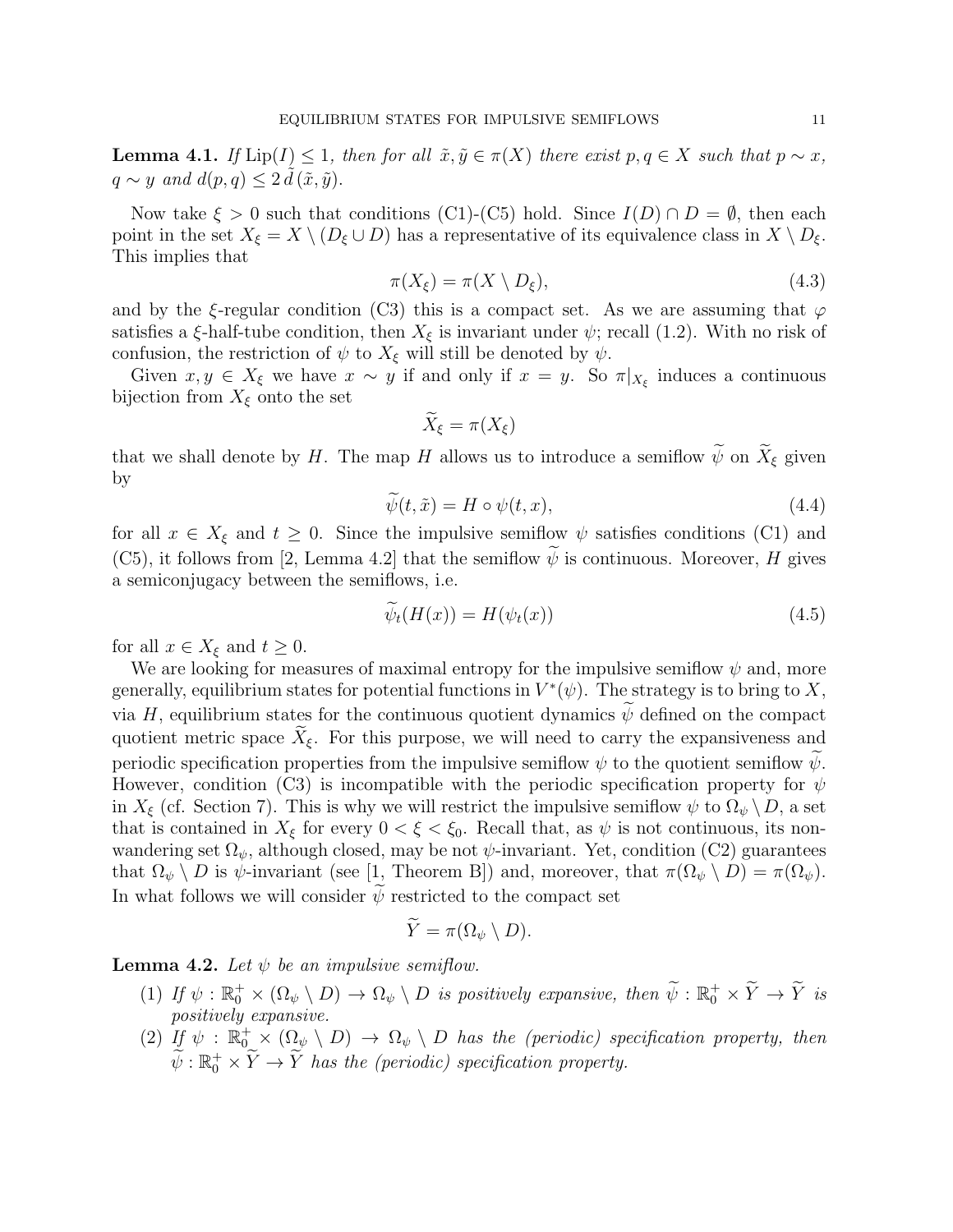**Lemma 4.1.** *If $\mathrm{Lip}(I) \leq 1$, then for all $\tilde{x}, \tilde{y} \in \pi(X)$ there exist $p, q \in X$ such that $p \sim x$, $q \sim y$ and $d(p,q) \leq 2\,\tilde{d}\,(\tilde{x}, \tilde{y})$.*

Now take $\xi > 0$ such that conditions (C1)-(C5) hold. Since $I(D) \cap D = \emptyset$, then each point in the set $X_\xi = X \setminus (D_\xi \cup D)$ has a representative of its equivalence class in $X \setminus D_\xi$. This implies that

$$\pi(X_\xi) = \pi(X \setminus D_\xi), \tag{4.3}$$

and by the $\xi$-regular condition (C3) this is a compact set. As we are assuming that $\varphi$ satisfies a $\xi$-half-tube condition, then $X_\xi$ is invariant under $\psi$; recall (1.2). With no risk of confusion, the restriction of $\psi$ to $X_\xi$ will still be denoted by $\psi$.

Given $x, y \in X_\xi$ we have $x \sim y$ if and only if $x = y$. So $\pi|_{X_\xi}$ induces a continuous bijection from $X_\xi$ onto the set

$$\widetilde{X}_\xi = \pi(X_\xi)$$

that we shall denote by $H$. The map $H$ allows us to introduce a semiflow $\widetilde{\psi}$ on $\widetilde{X}_\xi$ given by

$$\widetilde{\psi}(t, \tilde{x}) = H \circ \psi(t, x), \tag{4.4}$$

for all $x \in X_\xi$ and $t \geq 0$. Since the impulsive semiflow $\psi$ satisfies conditions (C1) and (C5), it follows from [2, Lemma 4.2] that the semiflow $\widetilde{\psi}$ is continuous. Moreover, $H$ gives a semiconjugacy between the semiflows, i.e.

$$\widetilde{\psi}_t(H(x)) = H(\psi_t(x)) \tag{4.5}$$

for all $x \in X_\xi$ and $t \geq 0$.

We are looking for measures of maximal entropy for the impulsive semiflow $\psi$ and, more generally, equilibrium states for potential functions in $V^*(\psi)$. The strategy is to bring to $X$, via $H$, equilibrium states for the continuous quotient dynamics $\widetilde{\psi}$ defined on the compact quotient metric space $\widetilde{X}_\xi$. For this purpose, we will need to carry the expansiveness and periodic specification properties from the impulsive semiflow $\psi$ to the quotient semiflow $\widetilde{\psi}$. However, condition (C3) is incompatible with the periodic specification property for $\psi$ in $X_\xi$ (cf. Section 7). This is why we will restrict the impulsive semiflow $\psi$ to $\Omega_\psi \setminus D$, a set that is contained in $X_\xi$ for every $0 < \xi < \xi_0$. Recall that, as $\psi$ is not continuous, its non-wandering set $\Omega_\psi$, although closed, may be not $\psi$-invariant. Yet, condition (C2) guarantees that $\Omega_\psi \setminus D$ is $\psi$-invariant (see [1, Theorem B]) and, moreover, that $\pi(\Omega_\psi \setminus D) = \pi(\Omega_\psi)$. In what follows we will consider $\widetilde{\psi}$ restricted to the compact set

$$\widetilde{Y} = \pi(\Omega_\psi \setminus D).$$

**Lemma 4.2.** *Let $\psi$ be an impulsive semiflow.*

1. *If $\psi : \mathbb{R}_0^+ \times (\Omega_\psi \setminus D) \to \Omega_\psi \setminus D$ is positively expansive, then $\widetilde{\psi} : \mathbb{R}_0^+ \times \widetilde{Y} \to \widetilde{Y}$ is positively expansive.*
2. *If $\psi : \mathbb{R}_0^+ \times (\Omega_\psi \setminus D) \to \Omega_\psi \setminus D$ has the (periodic) specification property, then $\widetilde{\psi} : \mathbb{R}_0^+ \times \widetilde{Y} \to \widetilde{Y}$ has the (periodic) specification property.*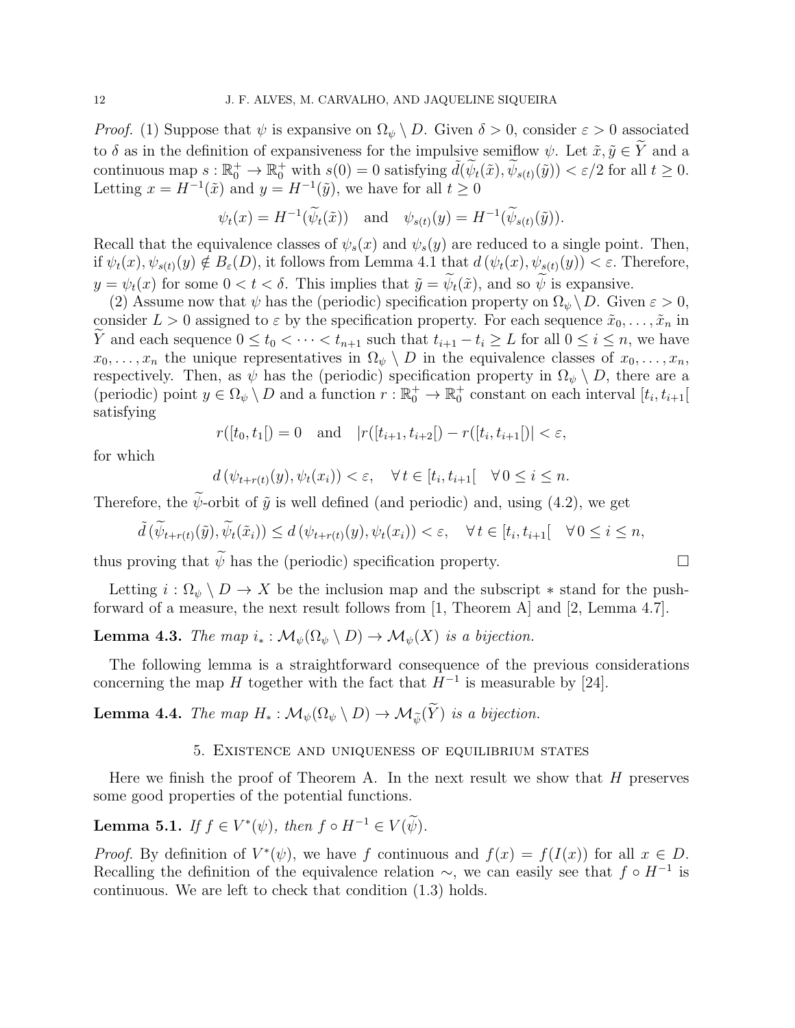*Proof.* (1) Suppose that $\psi$ is expansive on $\Omega_\psi \setminus D$. Given $\delta > 0$, consider $\varepsilon > 0$ associated to $\delta$ as in the definition of expansiveness for the impulsive semiflow $\psi$. Let $\tilde{x}, \tilde{y} \in \widetilde{Y}$ and a continuous map $s : \mathbb{R}_0^+ \to \mathbb{R}_0^+$ with $s(0) = 0$ satisfying $\tilde{d}(\widetilde{\psi}_t(\tilde{x}), \widetilde{\psi}_{s(t)}(\tilde{y})) < \varepsilon/2$ for all $t \geq 0$. Letting $x = H^{-1}(\tilde{x})$ and $y = H^{-1}(\tilde{y})$, we have for all $t \geq 0$

$$\psi_t(x) = H^{-1}(\widetilde{\psi}_t(\tilde{x})) \quad \text{and} \quad \psi_{s(t)}(y) = H^{-1}(\widetilde{\psi}_{s(t)}(\tilde{y})).$$

Recall that the equivalence classes of $\psi_s(x)$ and $\psi_s(y)$ are reduced to a single point. Then, if $\psi_t(x), \psi_{s(t)}(y) \notin B_\varepsilon(D)$, it follows from Lemma 4.1 that $d\left(\psi_t(x), \psi_{s(t)}(y)\right) < \varepsilon$. Therefore, $y = \psi_t(x)$ for some $0 < t < \delta$. This implies that $\tilde{y} = \widetilde{\psi}_t(\tilde{x})$, and so $\widetilde{\psi}$ is expansive.

(2) Assume now that $\psi$ has the (periodic) specification property on $\Omega_\psi \setminus D$. Given $\varepsilon > 0$, consider $L > 0$ assigned to $\varepsilon$ by the specification property. For each sequence $\tilde{x}_0, \ldots, \tilde{x}_n$ in $\widetilde{Y}$ and each sequence $0 \leq t_0 < \cdots < t_{n+1}$ such that $t_{i+1} - t_i \geq L$ for all $0 \leq i \leq n$, we have $x_0, \ldots, x_n$ the unique representatives in $\Omega_\psi \setminus D$ in the equivalence classes of $x_0, \ldots, x_n$, respectively. Then, as $\psi$ has the (periodic) specification property in $\Omega_\psi \setminus D$, there are a (periodic) point $y \in \Omega_\psi \setminus D$ and a function $r : \mathbb{R}_0^+ \to \mathbb{R}_0^+$ constant on each interval $[t_i, t_{i+1}[$ satisfying

$$r([t_0, t_1[) = 0 \quad \text{and} \quad |r([t_{i+1}, t_{i+2}[) - r([t_i, t_{i+1}[)| < \varepsilon,$$

for which

$$d\left(\psi_{t+r(t)}(y), \psi_t(x_i)\right) < \varepsilon, \quad \forall\, t \in [t_i, t_{i+1}[ \quad \forall\, 0 \leq i \leq n.$$

Therefore, the $\widetilde{\psi}$-orbit of $\tilde{y}$ is well defined (and periodic) and, using (4.2), we get

$$\tilde{d}\left(\widetilde{\psi}_{t+r(t)}(\tilde{y}), \widetilde{\psi}_t(\tilde{x}_i)\right) \leq d\left(\psi_{t+r(t)}(y), \psi_t(x_i)\right) < \varepsilon, \quad \forall\, t \in [t_i, t_{i+1}[ \quad \forall\, 0 \leq i \leq n,$$

thus proving that $\widetilde{\psi}$ has the (periodic) specification property. $\square$

Letting $i : \Omega_\psi \setminus D \to X$ be the inclusion map and the subscript $*$ stand for the push-forward of a measure, the next result follows from [1, Theorem A] and [2, Lemma 4.7].

**Lemma 4.3.** *The map $i_* : \mathcal{M}_\psi(\Omega_\psi \setminus D) \to \mathcal{M}_\psi(X)$ is a bijection.*

The following lemma is a straightforward consequence of the previous considerations concerning the map $H$ together with the fact that $H^{-1}$ is measurable by [24].

**Lemma 4.4.** *The map $H_* : \mathcal{M}_\psi(\Omega_\psi \setminus D) \to \mathcal{M}_{\widetilde{\psi}}(\widetilde{Y})$ is a bijection.*

## 5. Existence and uniqueness of equilibrium states

Here we finish the proof of Theorem A. In the next result we show that $H$ preserves some good properties of the potential functions.

**Lemma 5.1.** *If $f \in V^*(\psi)$, then $f \circ H^{-1} \in V(\widetilde{\psi})$.*

*Proof.* By definition of $V^*(\psi)$, we have $f$ continuous and $f(x) = f(I(x))$ for all $x \in D$. Recalling the definition of the equivalence relation $\sim$, we can easily see that $f \circ H^{-1}$ is continuous. We are left to check that condition (1.3) holds.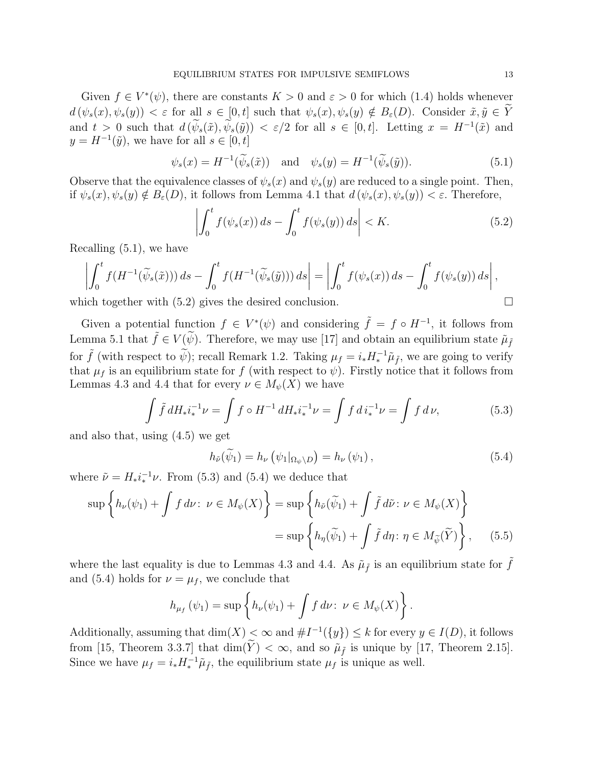Given $f \in V^*(\psi)$, there are constants $K > 0$ and $\varepsilon > 0$ for which (1.4) holds whenever $d(\psi_s(x), \psi_s(y)) < \varepsilon$ for all $s \in [0,t]$ such that $\psi_s(x), \psi_s(y) \notin B_\varepsilon(D)$. Consider $\tilde{x}, \tilde{y} \in \widetilde{Y}$ and $t > 0$ such that $d(\widetilde{\psi}_s(\tilde{x}), \widetilde{\psi}_s(\tilde{y})) < \varepsilon/2$ for all $s \in [0,t]$. Letting $x = H^{-1}(\tilde{x})$ and $y = H^{-1}(\tilde{y})$, we have for all $s \in [0,t]$

$$\psi_s(x) = H^{-1}(\widetilde{\psi}_s(\tilde{x})) \quad \text{and} \quad \psi_s(y) = H^{-1}(\widetilde{\psi}_s(\tilde{y})). \tag{5.1}$$

Observe that the equivalence classes of $\psi_s(x)$ and $\psi_s(y)$ are reduced to a single point. Then, if $\psi_s(x), \psi_s(y) \notin B_\varepsilon(D)$, it follows from Lemma 4.1 that $d(\psi_s(x), \psi_s(y)) < \varepsilon$. Therefore,

$$\left| \int_0^t f(\psi_s(x))\, ds - \int_0^t f(\psi_s(y))\, ds \right| < K. \tag{5.2}$$

Recalling (5.1), we have

$$\left| \int_0^t f(H^{-1}(\widetilde{\psi}_s(\tilde{x})))\, ds - \int_0^t f(H^{-1}(\widetilde{\psi}_s(\tilde{y})))\, ds \right| = \left| \int_0^t f(\psi_s(x))\, ds - \int_0^t f(\psi_s(y))\, ds \right|,$$

which together with (5.2) gives the desired conclusion. $\square$

Given a potential function $f \in V^*(\psi)$ and considering $\tilde{f} = f \circ H^{-1}$, it follows from Lemma 5.1 that $\tilde{f} \in V(\widetilde{\psi})$. Therefore, we may use [17] and obtain an equilibrium state $\tilde{\mu}_{\tilde{f}}$ for $\tilde{f}$ (with respect to $\widetilde{\psi}$); recall Remark 1.2. Taking $\mu_f = i_* H_*^{-1} \tilde{\mu}_{\tilde{f}}$, we are going to verify that $\mu_f$ is an equilibrium state for $f$ (with respect to $\psi$). Firstly notice that it follows from Lemmas 4.3 and 4.4 that for every $\nu \in M_\psi(X)$ we have

$$\int \tilde{f}\, dH_* i_*^{-1}\nu = \int f \circ H^{-1}\, dH_* i_*^{-1}\nu = \int f\, d\, i_*^{-1}\nu = \int f\, d\,\nu, \tag{5.3}$$

and also that, using (4.5) we get

$$h_{\tilde{\nu}}(\widetilde{\psi}_1) = h_\nu\left(\psi_1|_{\Omega_\psi \setminus D}\right) = h_\nu\left(\psi_1\right), \tag{5.4}$$

where $\tilde{\nu} = H_* i_*^{-1}\nu$. From (5.3) and (5.4) we deduce that

$$\begin{aligned}
\sup\left\{ h_\nu(\psi_1) + \int f\, d\nu \colon \nu \in M_\psi(X) \right\} &= \sup\left\{ h_{\tilde{\nu}}(\widetilde{\psi}_1) + \int \tilde{f}\, d\tilde{\nu} \colon \nu \in M_\psi(X) \right\} \\
&= \sup\left\{ h_\eta(\widetilde{\psi}_1) + \int \tilde{f}\, d\eta \colon \eta \in M_{\widetilde{\psi}}(\widetilde{Y}) \right\}, \qquad (5.5)
\end{aligned}$$

where the last equality is due to Lemmas 4.3 and 4.4. As $\tilde{\mu}_{\tilde{f}}$ is an equilibrium state for $\tilde{f}$ and (5.4) holds for $\nu = \mu_f$, we conclude that

$$h_{\mu_f}(\psi_1) = \sup\left\{ h_\nu(\psi_1) + \int f\, d\nu \colon \nu \in M_\psi(X) \right\}.$$

Additionally, assuming that $\dim(X) < \infty$ and $\#I^{-1}(\{y\}) \leq k$ for every $y \in I(D)$, it follows from [15, Theorem 3.3.7] that $\dim(\widetilde{Y}) < \infty$, and so $\tilde{\mu}_{\tilde{f}}$ is unique by [17, Theorem 2.15]. Since we have $\mu_f = i_* H_*^{-1}\tilde{\mu}_{\tilde{f}}$, the equilibrium state $\mu_f$ is unique as well.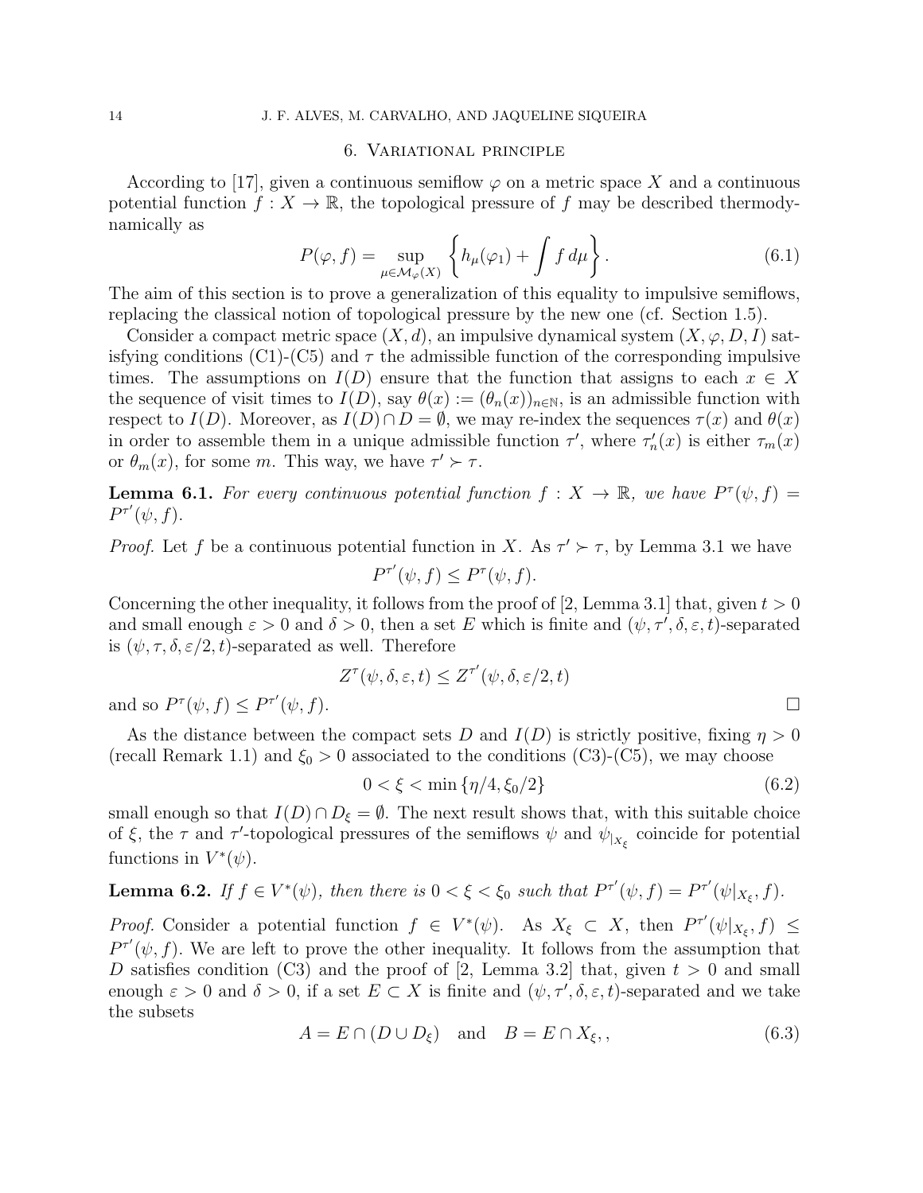## 6. Variational principle

According to [17], given a continuous semiflow $\varphi$ on a metric space $X$ and a continuous potential function $f: X \to \mathbb{R}$, the topological pressure of $f$ may be described thermodynamically as

$$P(\varphi, f) = \sup_{\mu \in \mathcal{M}_\varphi(X)} \left\{ h_\mu(\varphi_1) + \int f \, d\mu \right\}. \tag{6.1}$$

The aim of this section is to prove a generalization of this equality to impulsive semiflows, replacing the classical notion of topological pressure by the new one (cf. Section 1.5).

Consider a compact metric space $(X, d)$, an impulsive dynamical system $(X, \varphi, D, I)$ satisfying conditions (C1)-(C5) and $\tau$ the admissible function of the corresponding impulsive times. The assumptions on $I(D)$ ensure that the function that assigns to each $x \in X$ the sequence of visit times to $I(D)$, say $\theta(x) := (\theta_n(x))_{n \in \mathbb{N}}$, is an admissible function with respect to $I(D)$. Moreover, as $I(D) \cap D = \emptyset$, we may re-index the sequences $\tau(x)$ and $\theta(x)$ in order to assemble them in a unique admissible function $\tau'$, where $\tau'_n(x)$ is either $\tau_m(x)$ or $\theta_m(x)$, for some $m$. This way, we have $\tau' \succ \tau$.

**Lemma 6.1.** *For every continuous potential function $f: X \to \mathbb{R}$, we have $P^\tau(\psi, f) = P^{\tau'}(\psi, f)$.*

*Proof.* Let $f$ be a continuous potential function in $X$. As $\tau' \succ \tau$, by Lemma 3.1 we have

$$P^{\tau'}(\psi, f) \le P^\tau(\psi, f).$$

Concerning the other inequality, it follows from the proof of [2, Lemma 3.1] that, given $t > 0$ and small enough $\varepsilon > 0$ and $\delta > 0$, then a set $E$ which is finite and $(\psi, \tau', \delta, \varepsilon, t)$-separated is $(\psi, \tau, \delta, \varepsilon/2, t)$-separated as well. Therefore

$$Z^\tau(\psi, \delta, \varepsilon, t) \le Z^{\tau'}(\psi, \delta, \varepsilon/2, t)$$

and so $P^\tau(\psi, f) \le P^{\tau'}(\psi, f)$. □

As the distance between the compact sets $D$ and $I(D)$ is strictly positive, fixing $\eta > 0$ (recall Remark 1.1) and $\xi_0 > 0$ associated to the conditions (C3)-(C5), we may choose

$$0 < \xi < \min\{\eta/4, \xi_0/2\} \tag{6.2}$$

small enough so that $I(D) \cap D_\xi = \emptyset$. The next result shows that, with this suitable choice of $\xi$, the $\tau$ and $\tau'$-topological pressures of the semiflows $\psi$ and $\psi_{|X_\xi}$ coincide for potential functions in $V^*(\psi)$.

**Lemma 6.2.** *If $f \in V^*(\psi)$, then there is $0 < \xi < \xi_0$ such that $P^{\tau'}(\psi, f) = P^{\tau'}(\psi|_{X_\xi}, f)$.*

*Proof.* Consider a potential function $f \in V^*(\psi)$. As $X_\xi \subset X$, then $P^{\tau'}(\psi|_{X_\xi}, f) \le P^{\tau'}(\psi, f)$. We are left to prove the other inequality. It follows from the assumption that $D$ satisfies condition (C3) and the proof of [2, Lemma 3.2] that, given $t > 0$ and small enough $\varepsilon > 0$ and $\delta > 0$, if a set $E \subset X$ is finite and $(\psi, \tau', \delta, \varepsilon, t)$-separated and we take the subsets

$$A = E \cap (D \cup D_\xi) \quad \text{and} \quad B = E \cap X_\xi, , \tag{6.3}$$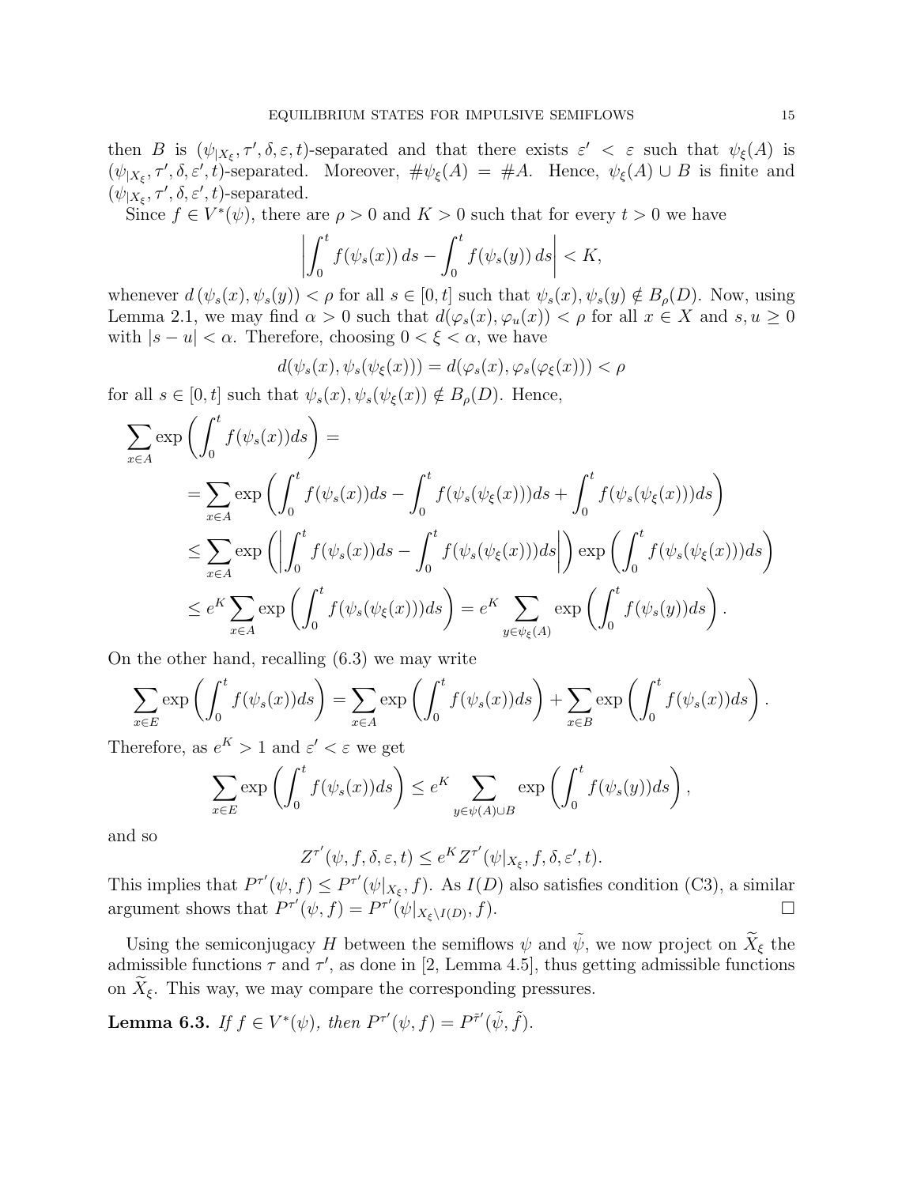then $B$ is $(\psi_{|X_\xi}, \tau', \delta, \varepsilon, t)$-separated and that there exists $\varepsilon' < \varepsilon$ such that $\psi_\xi(A)$ is $(\psi_{|X_\xi}, \tau', \delta, \varepsilon', t)$-separated. Moreover, $\#\psi_\xi(A) = \#A$. Hence, $\psi_\xi(A) \cup B$ is finite and $(\psi_{|X_\xi}, \tau', \delta, \varepsilon', t)$-separated.

Since $f \in V^*(\psi)$, there are $\rho > 0$ and $K > 0$ such that for every $t > 0$ we have

$$\left| \int_0^t f(\psi_s(x))\, ds - \int_0^t f(\psi_s(y))\, ds \right| < K,$$

whenever $d\left(\psi_s(x), \psi_s(y)\right) < \rho$ for all $s \in [0,t]$ such that $\psi_s(x), \psi_s(y) \notin B_\rho(D)$. Now, using Lemma 2.1, we may find $\alpha > 0$ such that $d(\varphi_s(x), \varphi_u(x)) < \rho$ for all $x \in X$ and $s, u \geq 0$ with $|s-u| < \alpha$. Therefore, choosing $0 < \xi < \alpha$, we have

$$d(\psi_s(x), \psi_s(\psi_\xi(x))) = d(\varphi_s(x), \varphi_s(\varphi_\xi(x))) < \rho$$

for all $s \in [0,t]$ such that $\psi_s(x), \psi_s(\psi_\xi(x)) \notin B_\rho(D)$. Hence,

$$\begin{aligned}
\sum_{x\in A} \exp\left( \int_0^t f(\psi_s(x)) ds \right) &= \\
&= \sum_{x\in A} \exp\left( \int_0^t f(\psi_s(x)) ds - \int_0^t f(\psi_s(\psi_\xi(x))) ds + \int_0^t f(\psi_s(\psi_\xi(x))) ds \right) \\
&\leq \sum_{x\in A} \exp\left( \left| \int_0^t f(\psi_s(x)) ds - \int_0^t f(\psi_s(\psi_\xi(x))) ds \right| \right) \exp\left( \int_0^t f(\psi_s(\psi_\xi(x))) ds \right) \\
&\leq e^K \sum_{x\in A} \exp\left( \int_0^t f(\psi_s(\psi_\xi(x))) ds \right) = e^K \sum_{y \in \psi_\xi(A)} \exp\left( \int_0^t f(\psi_s(y)) ds \right).
\end{aligned}$$

On the other hand, recalling (6.3) we may write

$$\sum_{x\in E} \exp\left( \int_0^t f(\psi_s(x)) ds \right) = \sum_{x\in A} \exp\left( \int_0^t f(\psi_s(x)) ds \right) + \sum_{x\in B} \exp\left( \int_0^t f(\psi_s(x)) ds \right).$$

Therefore, as $e^K > 1$ and $\varepsilon' < \varepsilon$ we get

$$\sum_{x\in E} \exp\left( \int_0^t f(\psi_s(x)) ds \right) \leq e^K \sum_{y \in \psi(A) \cup B} \exp\left( \int_0^t f(\psi_s(y)) ds \right),$$

and so

$$Z^{\tau'}(\psi, f, \delta, \varepsilon, t) \leq e^K Z^{\tau'}(\psi|_{X_\xi}, f, \delta, \varepsilon', t).$$

This implies that $P^{\tau'}(\psi, f) \leq P^{\tau'}(\psi|_{X_\xi}, f)$. As $I(D)$ also satisfies condition (C3), a similar argument shows that $P^{\tau'}(\psi, f) = P^{\tau'}(\psi|_{X_\xi \setminus I(D)}, f)$. $\square$

Using the semiconjugacy $H$ between the semiflows $\psi$ and $\tilde{\psi}$, we now project on $\widetilde{X}_\xi$ the admissible functions $\tau$ and $\tau'$, as done in [2, Lemma 4.5], thus getting admissible functions on $\widetilde{X}_\xi$. This way, we may compare the corresponding pressures.

**Lemma 6.3.** *If $f \in V^*(\psi)$, then $P^{\tau'}(\psi, f) = P^{\tilde{\tau}'}(\tilde{\psi}, \tilde{f})$.*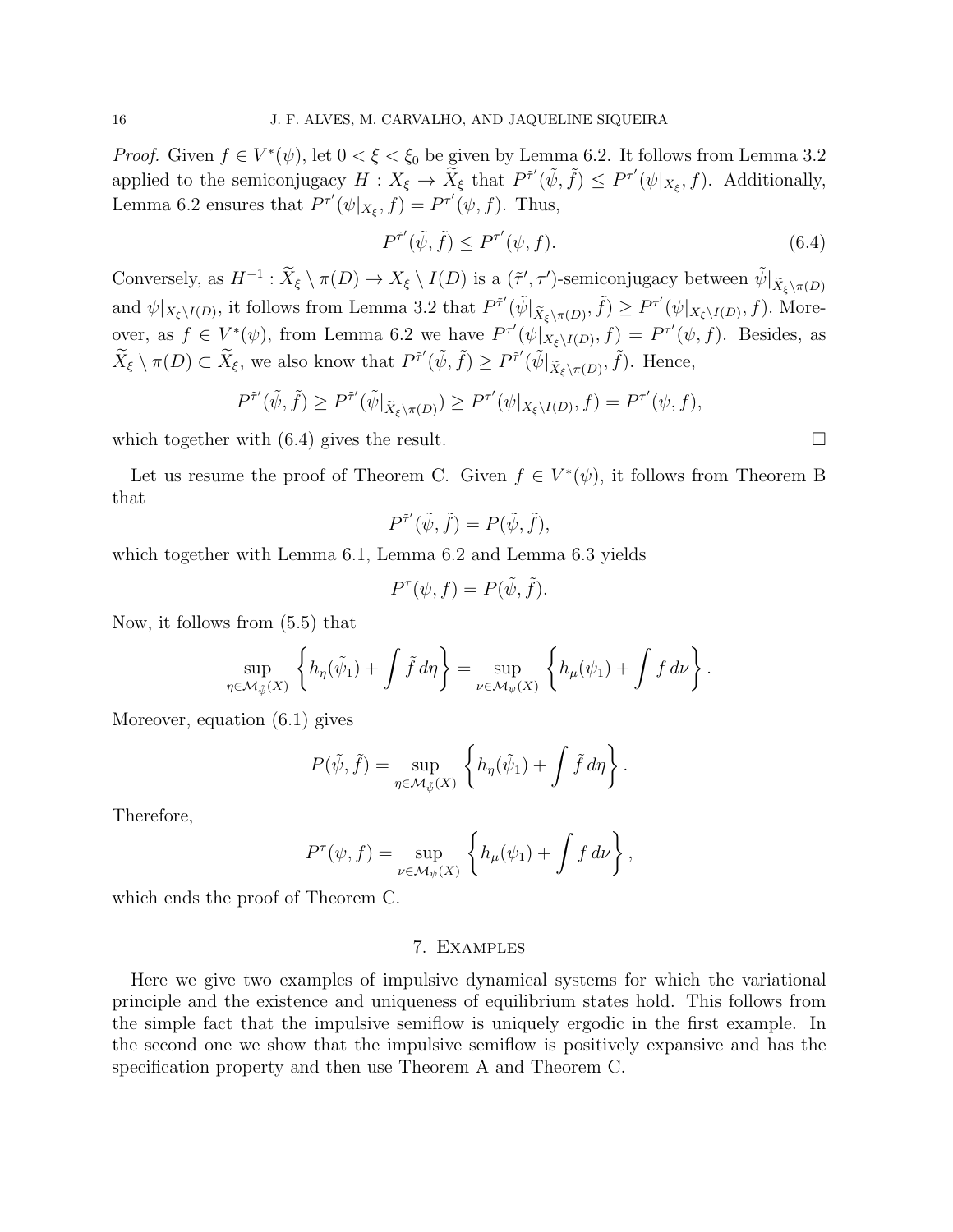*Proof.* Given $f \in V^*(\psi)$, let $0 < \xi < \xi_0$ be given by Lemma 6.2. It follows from Lemma 3.2 applied to the semiconjugacy $H : X_\xi \to \widetilde{X}_\xi$ that $P^{\tilde{\tau}'}(\tilde{\psi}, \tilde{f}) \leq P^{\tau'}(\psi|_{X_\xi}, f)$. Additionally, Lemma 6.2 ensures that $P^{\tau'}(\psi|_{X_\xi}, f) = P^{\tau'}(\psi, f)$. Thus,

$$P^{\tilde{\tau}'}(\tilde{\psi}, \tilde{f}) \leq P^{\tau'}(\psi, f). \tag{6.4}$$

Conversely, as $H^{-1} : \widetilde{X}_\xi \setminus \pi(D) \to X_\xi \setminus I(D)$ is a $(\tilde{\tau}', \tau')$-semiconjugacy between $\tilde{\psi}|_{\widetilde{X}_\xi \setminus \pi(D)}$ and $\psi|_{X_\xi \setminus I(D)}$, it follows from Lemma 3.2 that $P^{\tilde{\tau}'}(\tilde{\psi}|_{\widetilde{X}_\xi \setminus \pi(D)}, \tilde{f}) \geq P^{\tau'}(\psi|_{X_\xi \setminus I(D)}, f)$. Moreover, as $f \in V^*(\psi)$, from Lemma 6.2 we have $P^{\tau'}(\psi|_{X_\xi \setminus I(D)}, f) = P^{\tau'}(\psi, f)$. Besides, as $\widetilde{X}_\xi \setminus \pi(D) \subset \widetilde{X}_\xi$, we also know that $P^{\tilde{\tau}'}(\tilde{\psi}, \tilde{f}) \geq P^{\tilde{\tau}'}(\tilde{\psi}|_{\widetilde{X}_\xi \setminus \pi(D)}, \tilde{f})$. Hence,

$$P^{\tilde{\tau}'}(\tilde{\psi}, \tilde{f}) \geq P^{\tilde{\tau}'}(\tilde{\psi}|_{\widetilde{X}_\xi \setminus \pi(D)}) \geq P^{\tau'}(\psi|_{X_\xi \setminus I(D)}, f) = P^{\tau'}(\psi, f),$$

which together with (6.4) gives the result. □

Let us resume the proof of Theorem C. Given $f \in V^*(\psi)$, it follows from Theorem B that

$$P^{\tilde{\tau}'}(\tilde{\psi}, \tilde{f}) = P(\tilde{\psi}, \tilde{f}),$$

which together with Lemma 6.1, Lemma 6.2 and Lemma 6.3 yields

$$P^{\tau}(\psi, f) = P(\tilde{\psi}, \tilde{f}).$$

Now, it follows from (5.5) that

$$\sup_{\eta \in \mathcal{M}_{\tilde{\psi}}(X)} \left\{ h_\eta(\tilde{\psi}_1) + \int \tilde{f}\, d\eta \right\} = \sup_{\nu \in \mathcal{M}_{\psi}(X)} \left\{ h_\mu(\psi_1) + \int f\, d\nu \right\}.$$

Moreover, equation (6.1) gives

$$P(\tilde{\psi}, \tilde{f}) = \sup_{\eta \in \mathcal{M}_{\tilde{\psi}}(X)} \left\{ h_\eta(\tilde{\psi}_1) + \int \tilde{f}\, d\eta \right\}.$$

Therefore,

$$P^{\tau}(\psi, f) = \sup_{\nu \in \mathcal{M}_{\psi}(X)} \left\{ h_\mu(\psi_1) + \int f\, d\nu \right\},$$

which ends the proof of Theorem C.

## 7. Examples

Here we give two examples of impulsive dynamical systems for which the variational principle and the existence and uniqueness of equilibrium states hold. This follows from the simple fact that the impulsive semiflow is uniquely ergodic in the first example. In the second one we show that the impulsive semiflow is positively expansive and has the specification property and then use Theorem A and Theorem C.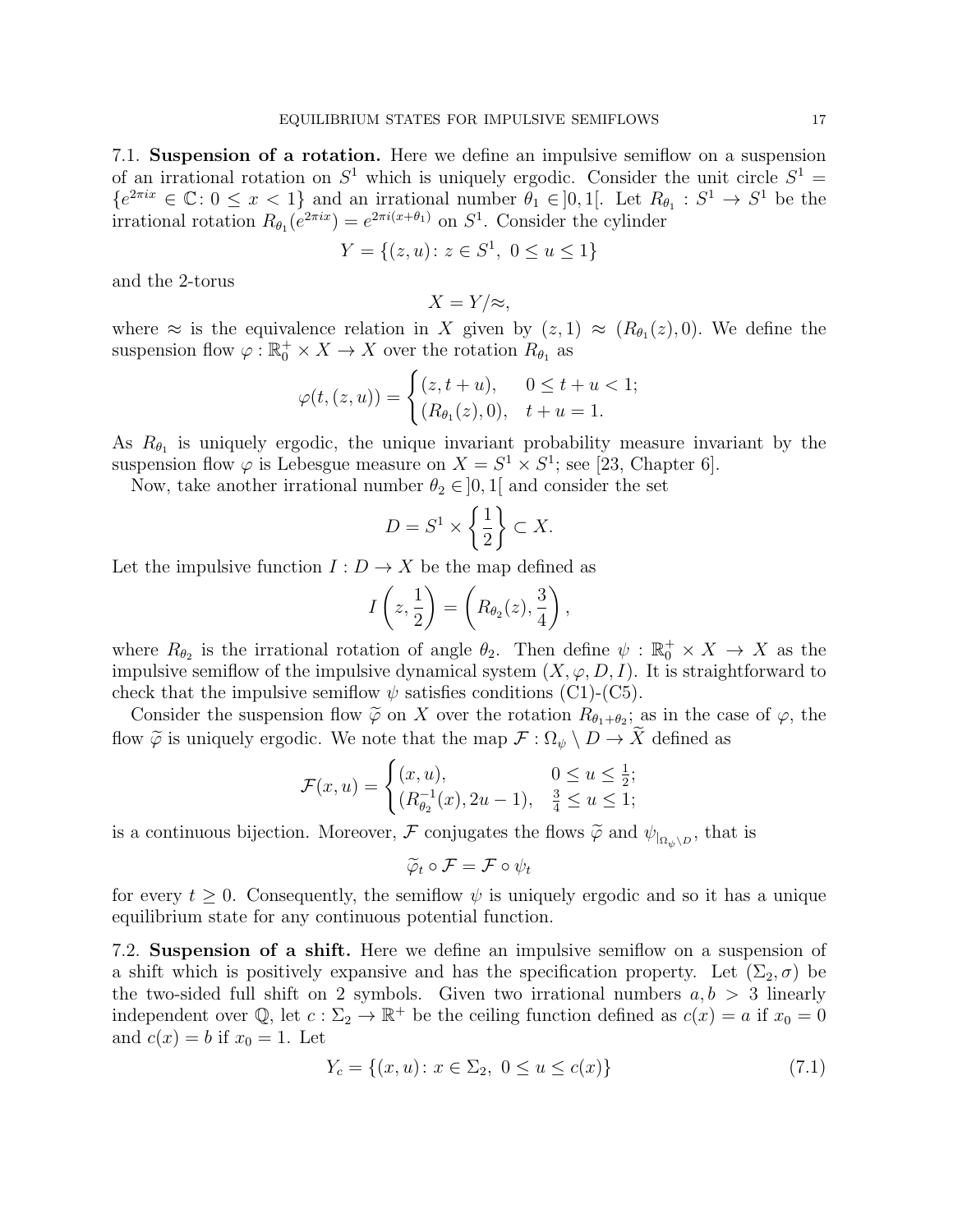**7.1. Suspension of a rotation.** Here we define an impulsive semiflow on a suspension of an irrational rotation on $S^1$ which is uniquely ergodic. Consider the unit circle $S^1 = \{e^{2\pi ix} \in \mathbb{C} \colon 0 \le x < 1\}$ and an irrational number $\theta_1 \in ]0,1[$. Let $R_{\theta_1} : S^1 \to S^1$ be the irrational rotation $R_{\theta_1}(e^{2\pi ix}) = e^{2\pi i(x+\theta_1)}$ on $S^1$. Consider the cylinder

$$Y = \{(z,u) \colon z \in S^1,\ 0 \le u \le 1\}$$

and the 2-torus

$$X = Y/\approx,$$

where $\approx$ is the equivalence relation in $X$ given by $(z,1) \approx (R_{\theta_1}(z), 0)$. We define the suspension flow $\varphi : \mathbb{R}_0^+ \times X \to X$ over the rotation $R_{\theta_1}$ as

$$\varphi(t,(z,u)) = \begin{cases} (z, t+u), & 0 \le t+u < 1; \\ (R_{\theta_1}(z), 0), & t+u = 1. \end{cases}$$

As $R_{\theta_1}$ is uniquely ergodic, the unique invariant probability measure invariant by the suspension flow $\varphi$ is Lebesgue measure on $X = S^1 \times S^1$; see [23, Chapter 6].

Now, take another irrational number $\theta_2 \in ]0,1[$ and consider the set

$$D = S^1 \times \left\{\frac{1}{2}\right\} \subset X.$$

Let the impulsive function $I : D \to X$ be the map defined as

$$I\left(z, \frac{1}{2}\right) = \left(R_{\theta_2}(z), \frac{3}{4}\right),$$

where $R_{\theta_2}$ is the irrational rotation of angle $\theta_2$. Then define $\psi : \mathbb{R}_0^+ \times X \to X$ as the impulsive semiflow of the impulsive dynamical system $(X, \varphi, D, I)$. It is straightforward to check that the impulsive semiflow $\psi$ satisfies conditions (C1)-(C5).

Consider the suspension flow $\widetilde{\varphi}$ on $X$ over the rotation $R_{\theta_1+\theta_2}$; as in the case of $\varphi$, the flow $\widetilde{\varphi}$ is uniquely ergodic. We note that the map $\mathcal{F} : \Omega_\psi \setminus D \to \widetilde{X}$ defined as

$$\mathcal{F}(x,u) = \begin{cases} (x,u), & 0 \le u \le \frac{1}{2}; \\ (R_{\theta_2}^{-1}(x), 2u-1), & \frac{3}{4} \le u \le 1; \end{cases}$$

is a continuous bijection. Moreover, $\mathcal{F}$ conjugates the flows $\widetilde{\varphi}$ and $\psi_{|_{\Omega_\psi \setminus D}}$, that is

$$\widetilde{\varphi}_t \circ \mathcal{F} = \mathcal{F} \circ \psi_t$$

for every $t \ge 0$. Consequently, the semiflow $\psi$ is uniquely ergodic and so it has a unique equilibrium state for any continuous potential function.

**7.2. Suspension of a shift.** Here we define an impulsive semiflow on a suspension of a shift which is positively expansive and has the specification property. Let $(\Sigma_2, \sigma)$ be the two-sided full shift on 2 symbols. Given two irrational numbers $a, b > 3$ linearly independent over $\mathbb{Q}$, let $c : \Sigma_2 \to \mathbb{R}^+$ be the ceiling function defined as $c(x) = a$ if $x_0 = 0$ and $c(x) = b$ if $x_0 = 1$. Let

$$Y_c = \{(x,u) \colon x \in \Sigma_2,\ 0 \le u \le c(x)\} \tag{7.1}$$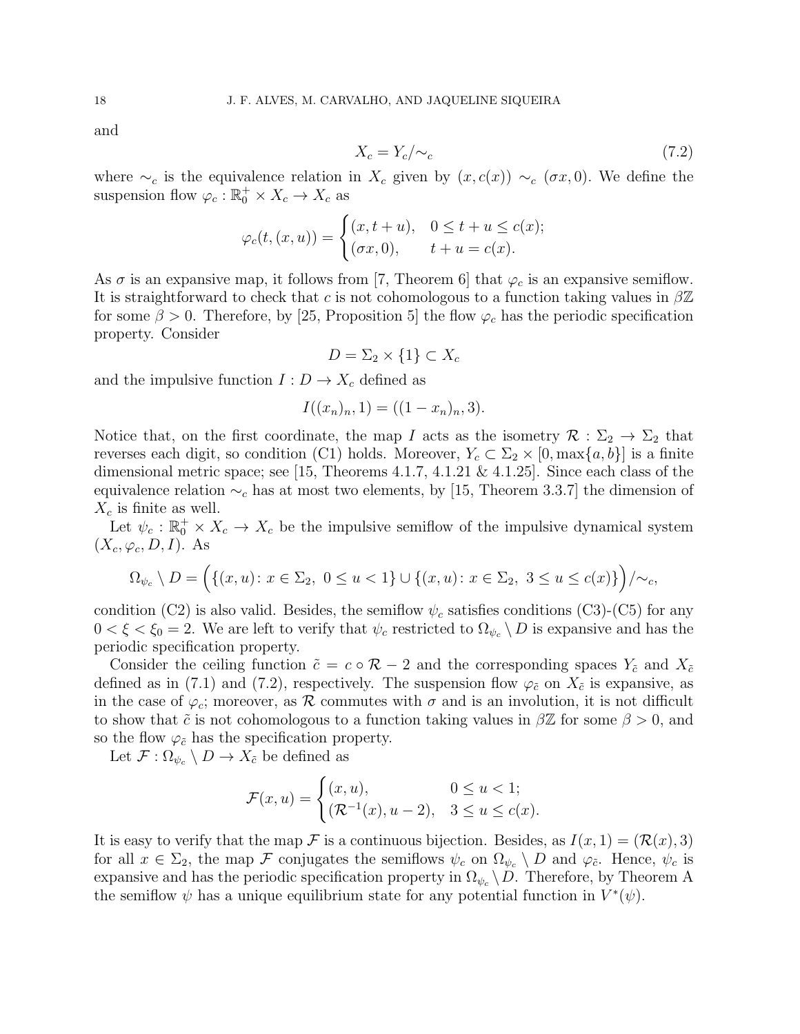and

$$X_c = Y_c/\sim_c \tag{7.2}$$

where $\sim_c$ is the equivalence relation in $X_c$ given by $(x, c(x)) \sim_c (\sigma x, 0)$. We define the suspension flow $\varphi_c : \mathbb{R}_0^+ \times X_c \to X_c$ as

$$\varphi_c(t,(x,u)) = \begin{cases} (x, t+u), & 0 \le t+u \le c(x); \\ (\sigma x, 0), & t+u = c(x). \end{cases}$$

As $\sigma$ is an expansive map, it follows from [7, Theorem 6] that $\varphi_c$ is an expansive semiflow. It is straightforward to check that $c$ is not cohomologous to a function taking values in $\beta\mathbb{Z}$ for some $\beta > 0$. Therefore, by [25, Proposition 5] the flow $\varphi_c$ has the periodic specification property. Consider

$$D = \Sigma_2 \times \{1\} \subset X_c$$

and the impulsive function $I : D \to X_c$ defined as

$$I((x_n)_n, 1) = ((1-x_n)_n, 3).$$

Notice that, on the first coordinate, the map $I$ acts as the isometry $\mathcal{R} : \Sigma_2 \to \Sigma_2$ that reverses each digit, so condition (C1) holds. Moreover, $Y_c \subset \Sigma_2 \times [0, \max\{a,b\}]$ is a finite dimensional metric space; see [15, Theorems 4.1.7, 4.1.21 & 4.1.25]. Since each class of the equivalence relation $\sim_c$ has at most two elements, by [15, Theorem 3.3.7] the dimension of $X_c$ is finite as well.

Let $\psi_c : \mathbb{R}_0^+ \times X_c \to X_c$ be the impulsive semiflow of the impulsive dynamical system $(X_c, \varphi_c, D, I)$. As

$$\Omega_{\psi_c} \setminus D = \Big( \{(x,u) \colon x \in \Sigma_2,\ 0 \le u < 1\} \cup \{(x,u) \colon x \in \Sigma_2,\ 3 \le u \le c(x)\} \Big) / \sim_c,$$

condition (C2) is also valid. Besides, the semiflow $\psi_c$ satisfies conditions (C3)-(C5) for any $0 < \xi < \xi_0 = 2$. We are left to verify that $\psi_c$ restricted to $\Omega_{\psi_c} \setminus D$ is expansive and has the periodic specification property.

Consider the ceiling function $\tilde{c} = c \circ \mathcal{R} - 2$ and the corresponding spaces $Y_{\tilde{c}}$ and $X_{\tilde{c}}$ defined as in (7.1) and (7.2), respectively. The suspension flow $\varphi_{\tilde{c}}$ on $X_{\tilde{c}}$ is expansive, as in the case of $\varphi_c$; moreover, as $\mathcal{R}$ commutes with $\sigma$ and is an involution, it is not difficult to show that $\tilde{c}$ is not cohomologous to a function taking values in $\beta\mathbb{Z}$ for some $\beta > 0$, and so the flow $\varphi_{\tilde{c}}$ has the specification property.

Let $\mathcal{F} : \Omega_{\psi_c} \setminus D \to X_{\tilde{c}}$ be defined as

$$\mathcal{F}(x,u) = \begin{cases} (x,u), & 0 \le u < 1; \\ (\mathcal{R}^{-1}(x), u-2), & 3 \le u \le c(x). \end{cases}$$

It is easy to verify that the map $\mathcal{F}$ is a continuous bijection. Besides, as $I(x,1) = (\mathcal{R}(x), 3)$ for all $x \in \Sigma_2$, the map $\mathcal{F}$ conjugates the semiflows $\psi_c$ on $\Omega_{\psi_c} \setminus D$ and $\varphi_{\tilde{c}}$. Hence, $\psi_c$ is expansive and has the periodic specification property in $\Omega_{\psi_c} \setminus D$. Therefore, by Theorem A the semiflow $\psi$ has a unique equilibrium state for any potential function in $V^*(\psi)$.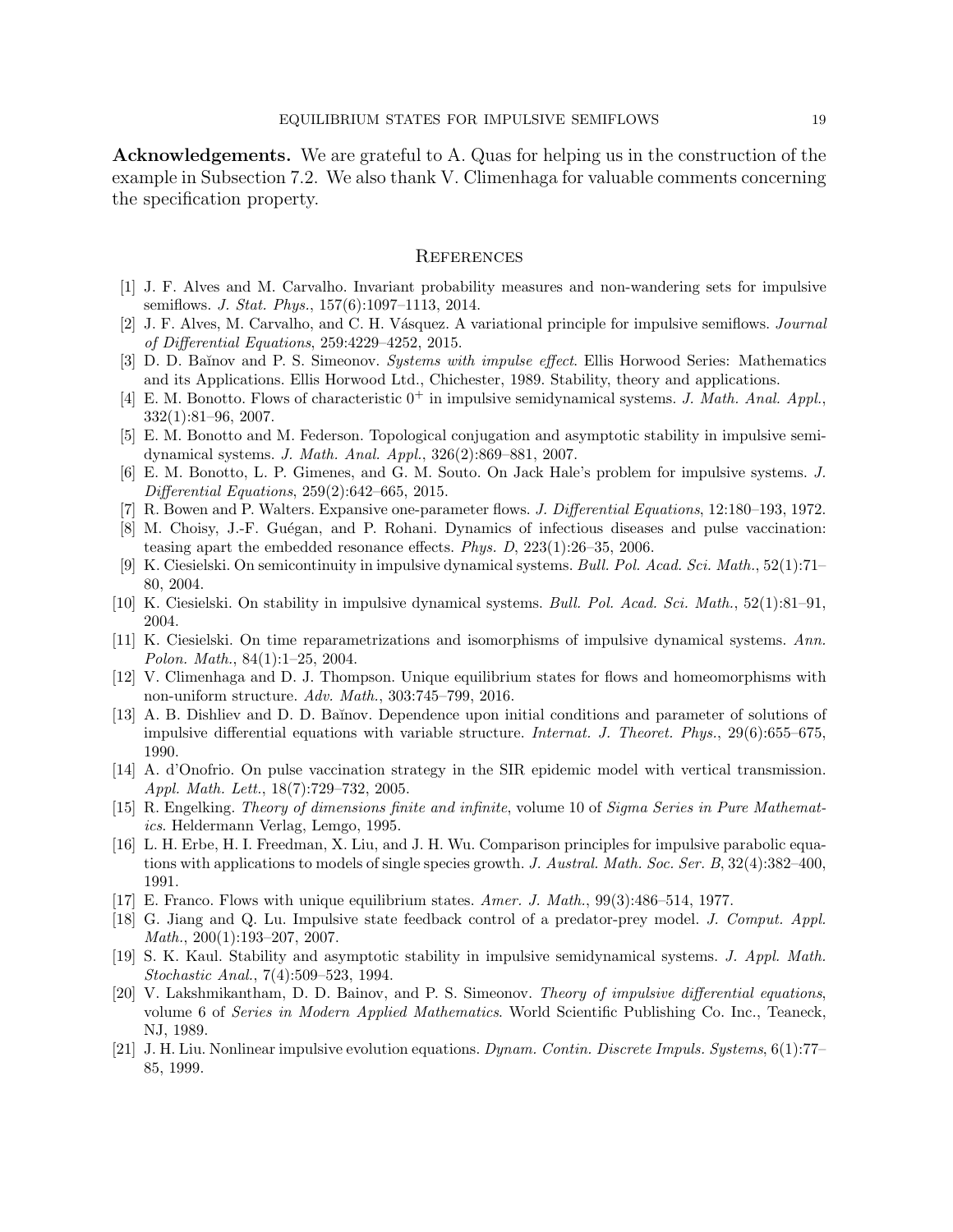**Acknowledgements.** We are grateful to A. Quas for helping us in the construction of the example in Subsection 7.2. We also thank V. Climenhaga for valuable comments concerning the specification property.

## References

[1] J. F. Alves and M. Carvalho. Invariant probability measures and non-wandering sets for impulsive semiflows. *J. Stat. Phys.*, 157(6):1097–1113, 2014.

[2] J. F. Alves, M. Carvalho, and C. H. Vásquez. A variational principle for impulsive semiflows. *Journal of Differential Equations*, 259:4229–4252, 2015.

[3] D. D. Baĭnov and P. S. Simeonov. *Systems with impulse effect*. Ellis Horwood Series: Mathematics and its Applications. Ellis Horwood Ltd., Chichester, 1989. Stability, theory and applications.

[4] E. M. Bonotto. Flows of characteristic $0^+$ in impulsive semidynamical systems. *J. Math. Anal. Appl.*, 332(1):81–96, 2007.

[5] E. M. Bonotto and M. Federson. Topological conjugation and asymptotic stability in impulsive semi-dynamical systems. *J. Math. Anal. Appl.*, 326(2):869–881, 2007.

[6] E. M. Bonotto, L. P. Gimenes, and G. M. Souto. On Jack Hale's problem for impulsive systems. *J. Differential Equations*, 259(2):642–665, 2015.

[7] R. Bowen and P. Walters. Expansive one-parameter flows. *J. Differential Equations*, 12:180–193, 1972.

[8] M. Choisy, J.-F. Guégan, and P. Rohani. Dynamics of infectious diseases and pulse vaccination: teasing apart the embedded resonance effects. *Phys. D*, 223(1):26–35, 2006.

[9] K. Ciesielski. On semicontinuity in impulsive dynamical systems. *Bull. Pol. Acad. Sci. Math.*, 52(1):71–80, 2004.

[10] K. Ciesielski. On stability in impulsive dynamical systems. *Bull. Pol. Acad. Sci. Math.*, 52(1):81–91, 2004.

[11] K. Ciesielski. On time reparametrizations and isomorphisms of impulsive dynamical systems. *Ann. Polon. Math.*, 84(1):1–25, 2004.

[12] V. Climenhaga and D. J. Thompson. Unique equilibrium states for flows and homeomorphisms with non-uniform structure. *Adv. Math.*, 303:745–799, 2016.

[13] A. B. Dishliev and D. D. Baĭnov. Dependence upon initial conditions and parameter of solutions of impulsive differential equations with variable structure. *Internat. J. Theoret. Phys.*, 29(6):655–675, 1990.

[14] A. d'Onofrio. On pulse vaccination strategy in the SIR epidemic model with vertical transmission. *Appl. Math. Lett.*, 18(7):729–732, 2005.

[15] R. Engelking. *Theory of dimensions finite and infinite*, volume 10 of *Sigma Series in Pure Mathematics*. Heldermann Verlag, Lemgo, 1995.

[16] L. H. Erbe, H. I. Freedman, X. Liu, and J. H. Wu. Comparison principles for impulsive parabolic equations with applications to models of single species growth. *J. Austral. Math. Soc. Ser. B*, 32(4):382–400, 1991.

[17] E. Franco. Flows with unique equilibrium states. *Amer. J. Math.*, 99(3):486–514, 1977.

[18] G. Jiang and Q. Lu. Impulsive state feedback control of a predator-prey model. *J. Comput. Appl. Math.*, 200(1):193–207, 2007.

[19] S. K. Kaul. Stability and asymptotic stability in impulsive semidynamical systems. *J. Appl. Math. Stochastic Anal.*, 7(4):509–523, 1994.

[20] V. Lakshmikantham, D. D. Bainov, and P. S. Simeonov. *Theory of impulsive differential equations*, volume 6 of *Series in Modern Applied Mathematics*. World Scientific Publishing Co. Inc., Teaneck, NJ, 1989.

[21] J. H. Liu. Nonlinear impulsive evolution equations. *Dynam. Contin. Discrete Impuls. Systems*, 6(1):77–85, 1999.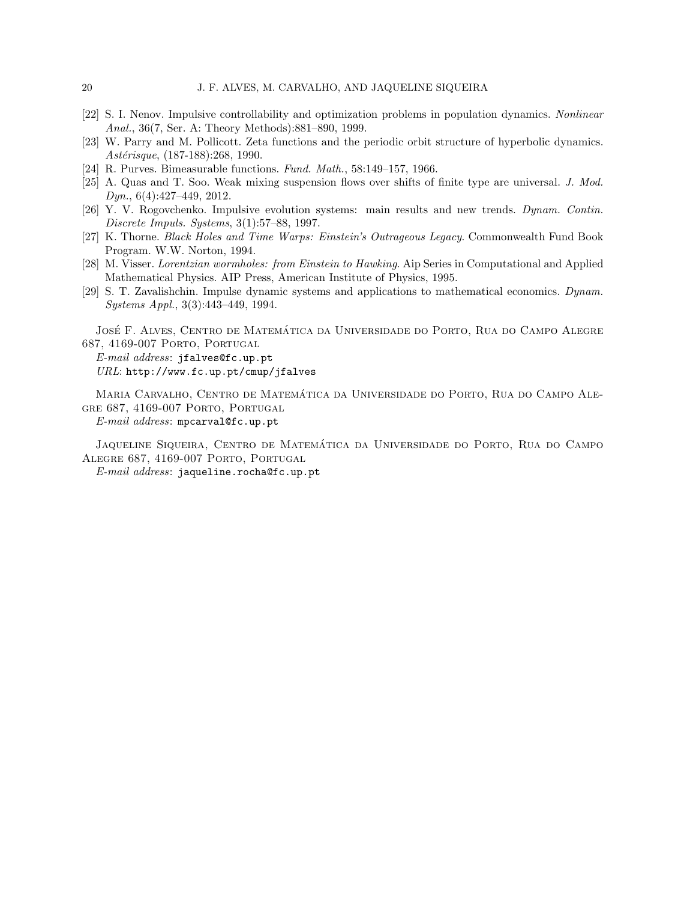[22] S. I. Nenov. Impulsive controllability and optimization problems in population dynamics. *Nonlinear Anal.*, 36(7, Ser. A: Theory Methods):881–890, 1999.

[23] W. Parry and M. Pollicott. Zeta functions and the periodic orbit structure of hyperbolic dynamics. *Astérisque*, (187-188):268, 1990.

[24] R. Purves. Bimeasurable functions. *Fund. Math.*, 58:149–157, 1966.

[25] A. Quas and T. Soo. Weak mixing suspension flows over shifts of finite type are universal. *J. Mod. Dyn.*, 6(4):427–449, 2012.

[26] Y. V. Rogovchenko. Impulsive evolution systems: main results and new trends. *Dynam. Contin. Discrete Impuls. Systems*, 3(1):57–88, 1997.

[27] K. Thorne. *Black Holes and Time Warps: Einstein's Outrageous Legacy*. Commonwealth Fund Book Program. W.W. Norton, 1994.

[28] M. Visser. *Lorentzian wormholes: from Einstein to Hawking*. Aip Series in Computational and Applied Mathematical Physics. AIP Press, American Institute of Physics, 1995.

[29] S. T. Zavalishchin. Impulse dynamic systems and applications to mathematical economics. *Dynam. Systems Appl.*, 3(3):443–449, 1994.

José F. Alves, Centro de Matemática da Universidade do Porto, Rua do Campo Alegre 687, 4169-007 Porto, Portugal

*E-mail address*: jfalves@fc.up.pt

*URL*: http://www.fc.up.pt/cmup/jfalves

Maria Carvalho, Centro de Matemática da Universidade do Porto, Rua do Campo Alegre 687, 4169-007 Porto, Portugal

*E-mail address*: mpcarval@fc.up.pt

Jaqueline Siqueira, Centro de Matemática da Universidade do Porto, Rua do Campo Alegre 687, 4169-007 Porto, Portugal

*E-mail address*: jaqueline.rocha@fc.up.pt